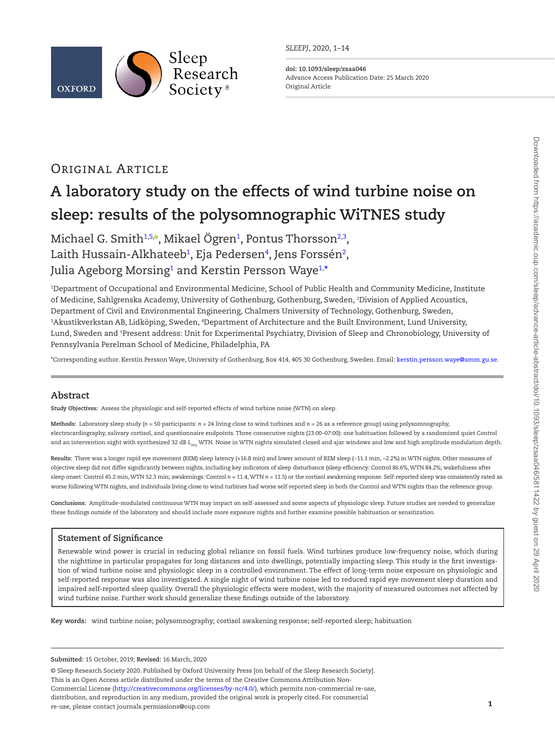Original Article

# A laboratory study on the effects of wind turbine noise on sleep: results of the polysomnographic WiTNES study

Michael G. Smith[1,5], Mikael Ögren[1], Pontus Thorsson[2,3], Laith Hussain-Alkhateeb[1], Eja Pedersen[4], Jens Forssén[2], Julia Ageborg Morsing[1] and Kerstin Persson Waye[1,*]

[1]Department of Occupational and Environmental Medicine, School of Public Health and Community Medicine, Institute of Medicine, Sahlgrenska Academy, University of Gothenburg, Gothenburg, Sweden, [2]Division of Applied Acoustics, Department of Civil and Environmental Engineering, Chalmers University of Technology, Gothenburg, Sweden, [3]Akustikverkstan AB, Lidköping, Sweden, [4]Department of Architecture and the Built Environment, Lund University, Lund, Sweden and [5]Present address: Unit for Experimental Psychiatry, Division of Sleep and Chronobiology, University of Pennsylvania Perelman School of Medicine, Philadelphia, PA

*Corresponding author. Kerstin Persson Waye, University of Gothenburg, Box 414, 405 30 Gothenburg, Sweden. Email: kerstin.persson.waye@amm.gu.se.

## Abstract

**Study Objectives:** Assess the physiologic and self-reported effects of wind turbine noise (WTN) on sleep.

**Methods:** Laboratory sleep study ($n$ = 50 participants: $n$ = 24 living close to wind turbines and $n$ = 26 as a reference group) using polysomnography, electrocardiography, salivary cortisol, and questionnaire endpoints. Three consecutive nights (23:00–07:00): one habituation followed by a randomized quiet Control and an intervention night with synthesized 32 dB $L_{AEq}$ WTN. Noise in WTN nights simulated closed and ajar windows and low and high amplitude modulation depth.

**Results:** There was a longer rapid eye movement (REM) sleep latency (+16.8 min) and lower amount of REM sleep (−11.1 min, −2.2%) in WTN nights. Other measures of objective sleep did not differ significantly between nights, including key indicators of sleep disturbance (sleep efficiency: Control 86.6%, WTN 84.2%; wakefulness after sleep onset: Control 45.2 min, WTN 52.3 min; awakenings: Control $n$ = 11.4, WTN $n$ = 11.5) or the cortisol awakening response. Self-reported sleep was consistently rated as worse following WTN nights, and individuals living close to wind turbines had worse self-reported sleep in both the Control and WTN nights than the reference group.

**Conclusions:** Amplitude-modulated continuous WTN may impact on self-assessed and some aspects of physiologic sleep. Future studies are needed to generalize these findings outside of the laboratory and should include more exposure nights and further examine possible habituation or sensitization.

### Statement of Significance

Renewable wind power is crucial in reducing global reliance on fossil fuels. Wind turbines produce low-frequency noise, which during the nighttime in particular propagates for long distances and into dwellings, potentially impacting sleep. This study is the first investigation of wind turbine noise and physiologic sleep in a controlled environment. The effect of long-term noise exposure on physiologic and self-reported response was also investigated. A single night of wind turbine noise led to reduced rapid eye movement sleep duration and impaired self-reported sleep quality. Overall the physiologic effects were modest, with the majority of measured outcomes not affected by wind turbine noise. Further work should generalize these findings outside of the laboratory.

**Key words:** wind turbine noise; polysomnography; cortisol awakening response; self-reported sleep; habituation

**Submitted:** 15 October, 2019; **Revised:** 16 March, 2020

© Sleep Research Society 2020. Published by Oxford University Press [on behalf of the Sleep Research Society]. This is an Open Access article distributed under the terms of the Creative Commons Attribution Non-Commercial License (http://creativecommons.org/licenses/by-nc/4.0/), which permits non-commercial re-use, distribution, and reproduction in any medium, provided the original work is properly cited. For commercial re-use, please contact journals.permissions@oup.com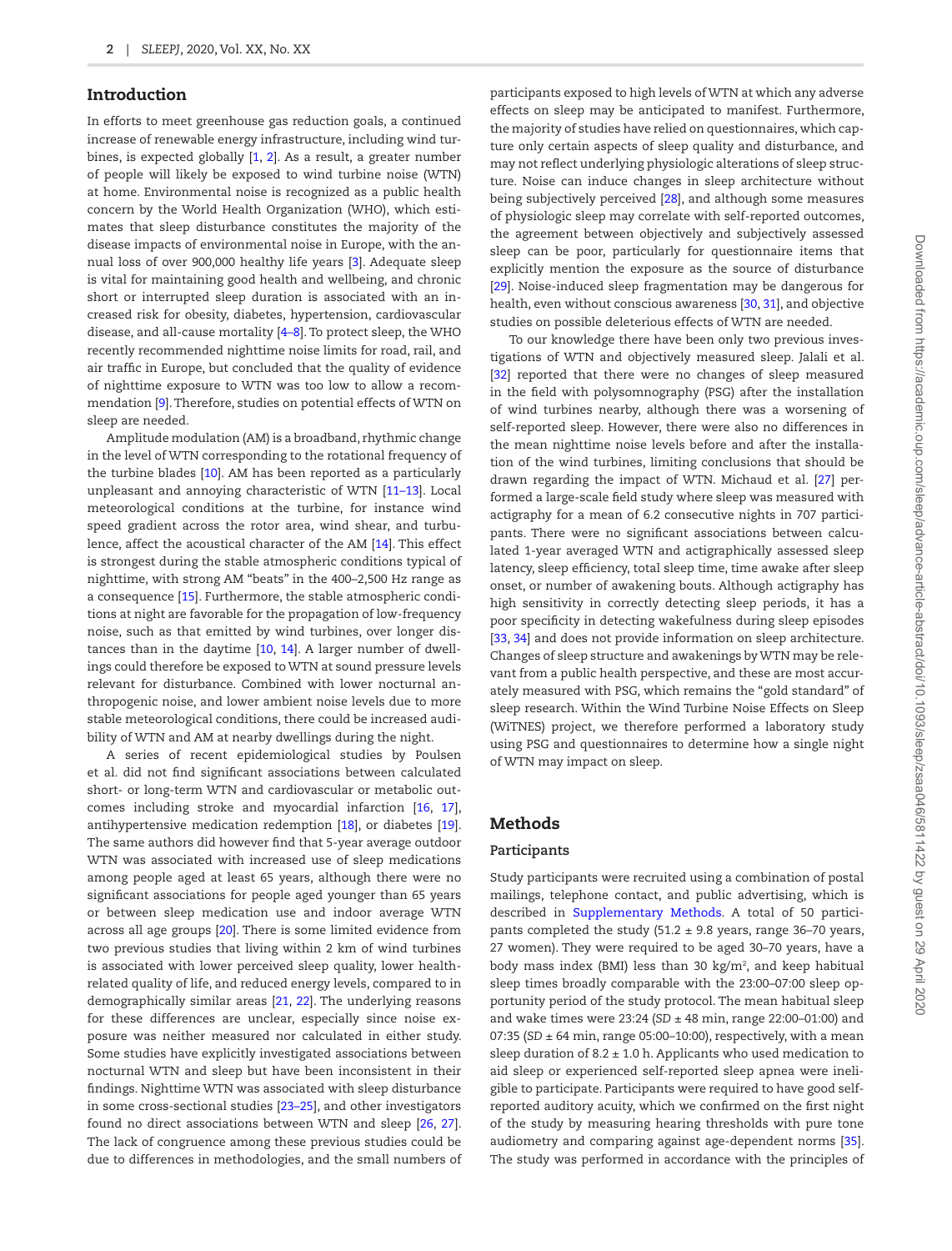## Introduction

In efforts to meet greenhouse gas reduction goals, a continued increase of renewable energy infrastructure, including wind turbines, is expected globally [1, 2]. As a result, a greater number of people will likely be exposed to wind turbine noise (WTN) at home. Environmental noise is recognized as a public health concern by the World Health Organization (WHO), which estimates that sleep disturbance constitutes the majority of the disease impacts of environmental noise in Europe, with the annual loss of over 900,000 healthy life years [3]. Adequate sleep is vital for maintaining good health and wellbeing, and chronic short or interrupted sleep duration is associated with an increased risk for obesity, diabetes, hypertension, cardiovascular disease, and all-cause mortality [4–8]. To protect sleep, the WHO recently recommended nighttime noise limits for road, rail, and air traffic in Europe, but concluded that the quality of evidence of nighttime exposure to WTN was too low to allow a recommendation [9]. Therefore, studies on potential effects of WTN on sleep are needed.

Amplitude modulation (AM) is a broadband, rhythmic change in the level of WTN corresponding to the rotational frequency of the turbine blades [10]. AM has been reported as a particularly unpleasant and annoying characteristic of WTN [11–13]. Local meteorological conditions at the turbine, for instance wind speed gradient across the rotor area, wind shear, and turbulence, affect the acoustical character of the AM [14]. This effect is strongest during the stable atmospheric conditions typical of nighttime, with strong AM "beats" in the 400–2,500 Hz range as a consequence [15]. Furthermore, the stable atmospheric conditions at night are favorable for the propagation of low-frequency noise, such as that emitted by wind turbines, over longer distances than in the daytime [10, 14]. A larger number of dwellings could therefore be exposed to WTN at sound pressure levels relevant for disturbance. Combined with lower nocturnal anthropogenic noise, and lower ambient noise levels due to more stable meteorological conditions, there could be increased audibility of WTN and AM at nearby dwellings during the night.

A series of recent epidemiological studies by Poulsen et al. did not find significant associations between calculated short- or long-term WTN and cardiovascular or metabolic outcomes including stroke and myocardial infarction [16, 17], antihypertensive medication redemption [18], or diabetes [19]. The same authors did however find that 5-year average outdoor WTN was associated with increased use of sleep medications among people aged at least 65 years, although there were no significant associations for people aged younger than 65 years or between sleep medication use and indoor average WTN across all age groups [20]. There is some limited evidence from two previous studies that living within 2 km of wind turbines is associated with lower perceived sleep quality, lower health-related quality of life, and reduced energy levels, compared to in demographically similar areas [21, 22]. The underlying reasons for these differences are unclear, especially since noise exposure was neither measured nor calculated in either study. Some studies have explicitly investigated associations between nocturnal WTN and sleep but have been inconsistent in their findings. Nighttime WTN was associated with sleep disturbance in some cross-sectional studies [23–25], and other investigators found no direct associations between WTN and sleep [26, 27]. The lack of congruence among these previous studies could be due to differences in methodologies, and the small numbers of participants exposed to high levels of WTN at which any adverse effects on sleep may be anticipated to manifest. Furthermore, the majority of studies have relied on questionnaires, which capture only certain aspects of sleep quality and disturbance, and may not reflect underlying physiologic alterations of sleep structure. Noise can induce changes in sleep architecture without being subjectively perceived [28], and although some measures of physiologic sleep may correlate with self-reported outcomes, the agreement between objectively and subjectively assessed sleep can be poor, particularly for questionnaire items that explicitly mention the exposure as the source of disturbance [29]. Noise-induced sleep fragmentation may be dangerous for health, even without conscious awareness [30, 31], and objective studies on possible deleterious effects of WTN are needed.

To our knowledge there have been only two previous investigations of WTN and objectively measured sleep. Jalali et al. [32] reported that there were no changes of sleep measured in the field with polysomnography (PSG) after the installation of wind turbines nearby, although there was a worsening of self-reported sleep. However, there were also no differences in the mean nighttime noise levels before and after the installation of the wind turbines, limiting conclusions that should be drawn regarding the impact of WTN. Michaud et al. [27] performed a large-scale field study where sleep was measured with actigraphy for a mean of 6.2 consecutive nights in 707 participants. There were no significant associations between calculated 1-year averaged WTN and actigraphically assessed sleep latency, sleep efficiency, total sleep time, time awake after sleep onset, or number of awakening bouts. Although actigraphy has high sensitivity in correctly detecting sleep periods, it has a poor specificity in detecting wakefulness during sleep episodes [33, 34] and does not provide information on sleep architecture. Changes of sleep structure and awakenings by WTN may be relevant from a public health perspective, and these are most accurately measured with PSG, which remains the "gold standard" of sleep research. Within the Wind Turbine Noise Effects on Sleep (WiTNES) project, we therefore performed a laboratory study using PSG and questionnaires to determine how a single night of WTN may impact on sleep.

## Methods

### Participants

Study participants were recruited using a combination of postal mailings, telephone contact, and public advertising, which is described in Supplementary Methods. A total of 50 participants completed the study (51.2 ± 9.8 years, range 36–70 years, 27 women). They were required to be aged 30–70 years, have a body mass index (BMI) less than 30 kg/m$^2$, and keep habitual sleep times broadly comparable with the 23:00–07:00 sleep opportunity period of the study protocol. The mean habitual sleep and wake times were 23:24 (*SD* ± 48 min, range 22:00–01:00) and 07:35 (*SD* ± 64 min, range 05:00–10:00), respectively, with a mean sleep duration of 8.2 ± 1.0 h. Applicants who used medication to aid sleep or experienced self-reported sleep apnea were ineligible to participate. Participants were required to have good self-reported auditory acuity, which we confirmed on the first night of the study by measuring hearing thresholds with pure tone audiometry and comparing against age-dependent norms [35]. The study was performed in accordance with the principles of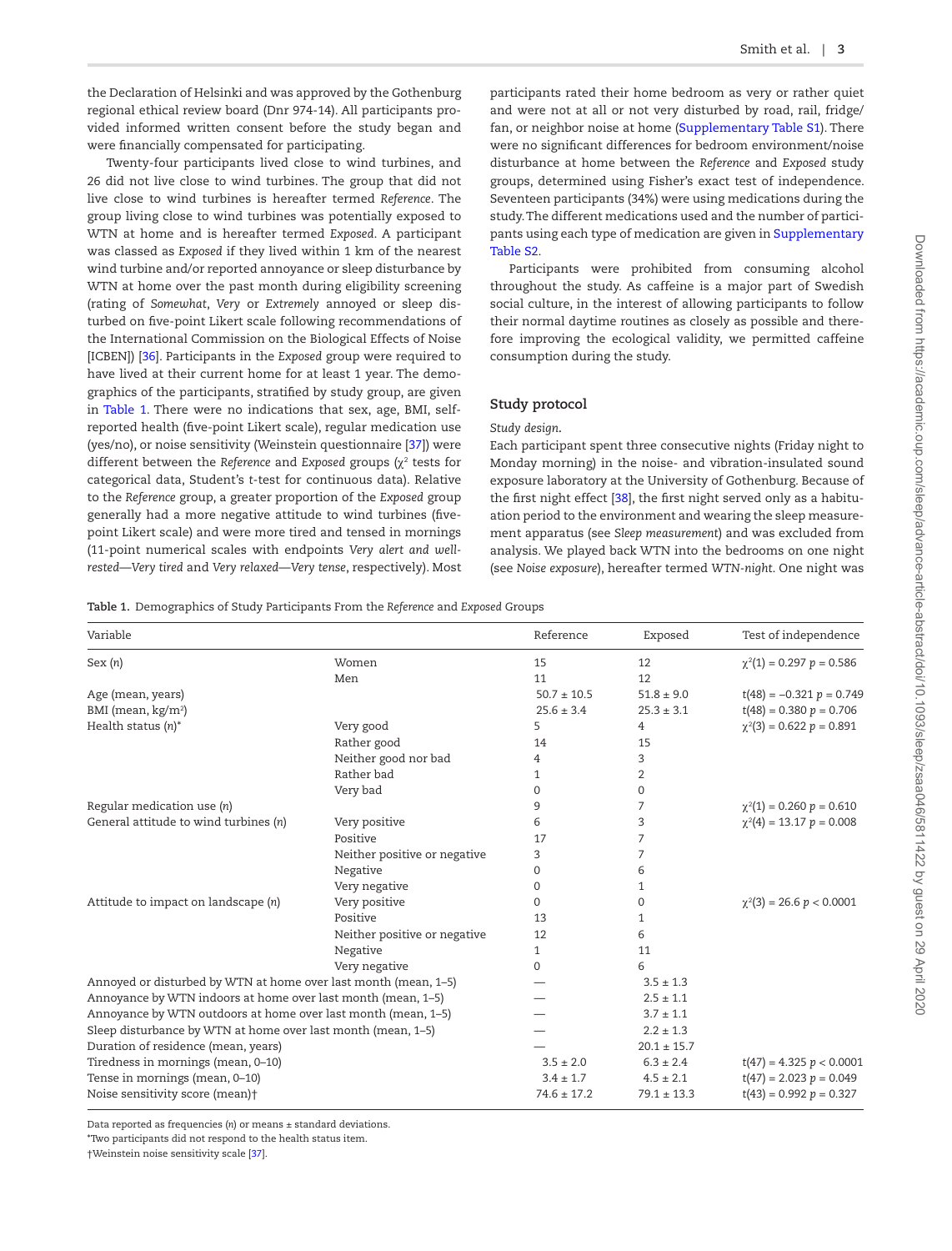the Declaration of Helsinki and was approved by the Gothenburg regional ethical review board (Dnr 974-14). All participants provided informed written consent before the study began and were financially compensated for participating.

Twenty-four participants lived close to wind turbines, and 26 did not live close to wind turbines. The group that did not live close to wind turbines is hereafter termed *Reference*. The group living close to wind turbines was potentially exposed to WTN at home and is hereafter termed *Exposed*. A participant was classed as *Exposed* if they lived within 1 km of the nearest wind turbine and/or reported annoyance or sleep disturbance by WTN at home over the past month during eligibility screening (rating of *Somewhat*, *Very* or *Extremely* annoyed or sleep disturbed on five-point Likert scale following recommendations of the International Commission on the Biological Effects of Noise [ICBEN]) [36]. Participants in the *Exposed* group were required to have lived at their current home for at least 1 year. The demographics of the participants, stratified by study group, are given in Table 1. There were no indications that sex, age, BMI, self-reported health (five-point Likert scale), regular medication use (yes/no), or noise sensitivity (Weinstein questionnaire [37]) were different between the *Reference* and *Exposed* groups ($\chi^2$ tests for categorical data, Student's *t*-test for continuous data). Relative to the *Reference* group, a greater proportion of the *Exposed* group generally had a more negative attitude to wind turbines (five-point Likert scale) and were more tired and tensed in mornings (11-point numerical scales with endpoints *Very alert and well-rested—Very tired* and *Very relaxed—Very tense*, respectively). Most participants rated their home bedroom as very or rather quiet and were not at all or not very disturbed by road, rail, fridge/fan, or neighbor noise at home (Supplementary Table S1). There were no significant differences for bedroom environment/noise disturbance at home between the *Reference* and *Exposed* study groups, determined using Fisher's exact test of independence. Seventeen participants (34%) were using medications during the study. The different medications used and the number of participants using each type of medication are given in Supplementary Table S2.

Participants were prohibited from consuming alcohol throughout the study. As caffeine is a major part of Swedish social culture, in the interest of allowing participants to follow their normal daytime routines as closely as possible and therefore improving the ecological validity, we permitted caffeine consumption during the study.

## Study protocol

*Study design.*

Each participant spent three consecutive nights (Friday night to Monday morning) in the noise- and vibration-insulated sound exposure laboratory at the University of Gothenburg. Because of the first night effect [38], the first night served only as a habituation period to the environment and wearing the sleep measurement apparatus (see *Sleep measurement*) and was excluded from analysis. We played back WTN into the bedrooms on one night (see *Noise exposure*), hereafter termed *WTN-night*. One night was

**Table 1.** Demographics of Study Participants From the *Reference* and *Exposed* Groups

| Variable | | Reference | Exposed | Test of independence |
|---|---|---|---|---|
| Sex (*n*) | Women | 15 | 12 | $\chi^2(1) = 0.297$ $p = 0.586$ |
| | Men | 11 | 12 | |
| Age (mean, years) | | 50.7 ± 10.5 | 51.8 ± 9.0 | $t(48) = -0.321$ $p = 0.749$ |
| BMI (mean, kg/m$^2$) | | 25.6 ± 3.4 | 25.3 ± 3.1 | $t(48) = 0.380$ $p = 0.706$ |
| Health status (*n*)* | Very good | 5 | 4 | $\chi^2(3) = 0.622$ $p = 0.891$ |
| | Rather good | 14 | 15 | |
| | Neither good nor bad | 4 | 3 | |
| | Rather bad | 1 | 2 | |
| | Very bad | 0 | 0 | |
| Regular medication use (*n*) | | 9 | 7 | $\chi^2(1) = 0.260$ $p = 0.610$ |
| General attitude to wind turbines (*n*) | Very positive | 6 | 3 | $\chi^2(4) = 13.17$ $p = 0.008$ |
| | Positive | 17 | 7 | |
| | Neither positive or negative | 3 | 7 | |
| | Negative | 0 | 6 | |
| | Very negative | 0 | 1 | |
| Attitude to impact on landscape (*n*) | Very positive | 0 | 0 | $\chi^2(3) = 26.6$ $p < 0.0001$ |
| | Positive | 13 | 1 | |
| | Neither positive or negative | 12 | 6 | |
| | Negative | 1 | 11 | |
| | Very negative | 0 | 6 | |
| Annoyed or disturbed by WTN at home over last month (mean, 1–5) | | — | 3.5 ± 1.3 | |
| Annoyance by WTN indoors at home over last month (mean, 1–5) | | — | 2.5 ± 1.1 | |
| Annoyance by WTN outdoors at home over last month (mean, 1–5) | | — | 3.7 ± 1.1 | |
| Sleep disturbance by WTN at home over last month (mean, 1–5) | | — | 2.2 ± 1.3 | |
| Duration of residence (mean, years) | | — | 20.1 ± 15.7 | |
| Tiredness in mornings (mean, 0–10) | | 3.5 ± 2.0 | 6.3 ± 2.4 | $t(47) = 4.325$ $p < 0.0001$ |
| Tense in mornings (mean, 0–10) | | 3.4 ± 1.7 | 4.5 ± 2.1 | $t(47) = 2.023$ $p = 0.049$ |
| Noise sensitivity score (mean)† | | 74.6 ± 17.2 | 79.1 ± 13.3 | $t(43) = 0.992$ $p = 0.327$ |

Data reported as frequencies (*n*) or means ± standard deviations.

*Two participants did not respond to the health status item.

†Weinstein noise sensitivity scale [37].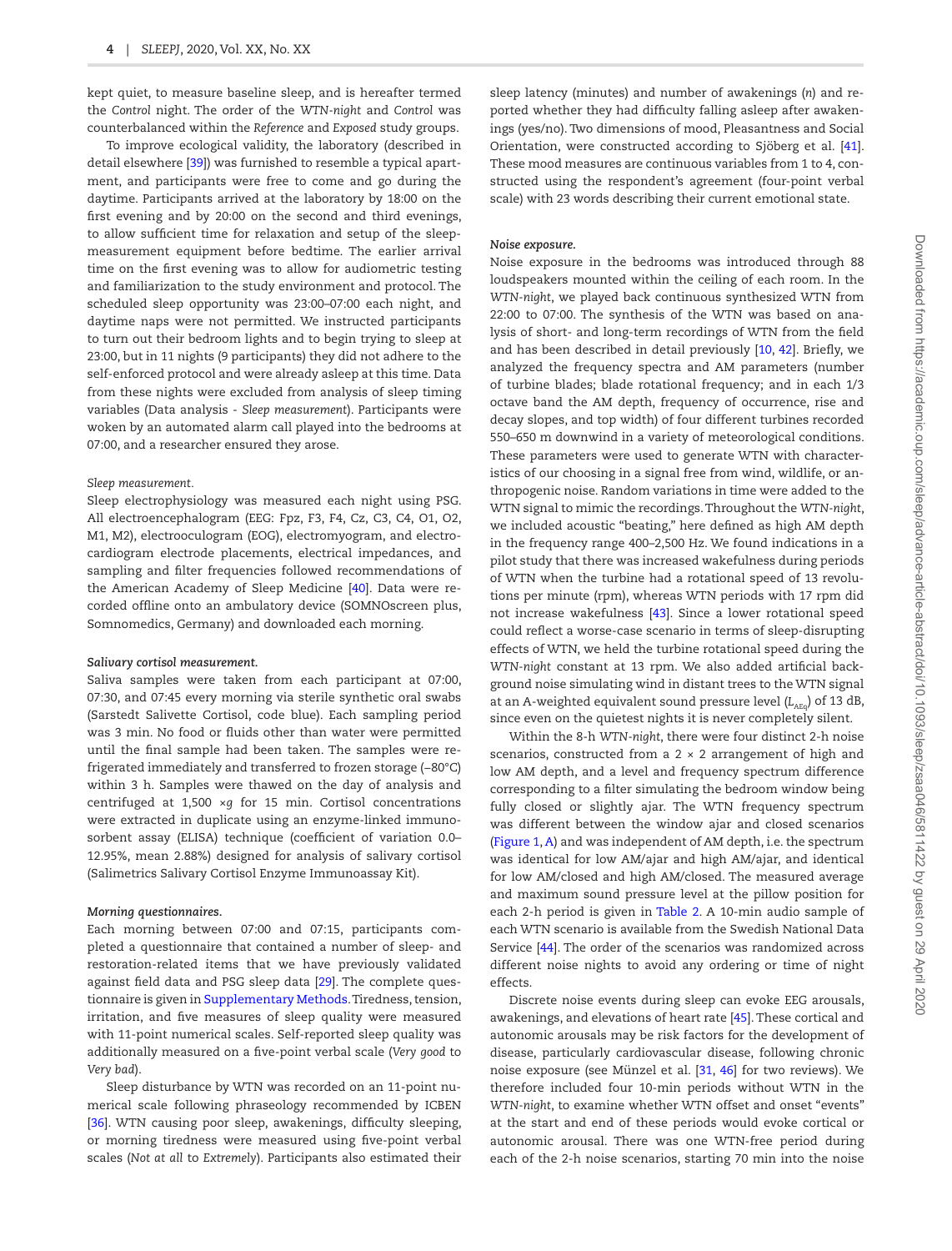kept quiet, to measure baseline sleep, and is hereafter termed the *Control* night. The order of the *WTN-night* and *Control* was counterbalanced within the *Reference* and *Exposed* study groups.

To improve ecological validity, the laboratory (described in detail elsewhere [39]) was furnished to resemble a typical apartment, and participants were free to come and go during the daytime. Participants arrived at the laboratory by 18:00 on the first evening and by 20:00 on the second and third evenings, to allow sufficient time for relaxation and setup of the sleep-measurement equipment before bedtime. The earlier arrival time on the first evening was to allow for audiometric testing and familiarization to the study environment and protocol. The scheduled sleep opportunity was 23:00–07:00 each night, and daytime naps were not permitted. We instructed participants to turn out their bedroom lights and to begin trying to sleep at 23:00, but in 11 nights (9 participants) they did not adhere to the self-enforced protocol and were already asleep at this time. Data from these nights were excluded from analysis of sleep timing variables (Data analysis - *Sleep measurement*). Participants were woken by an automated alarm call played into the bedrooms at 07:00, and a researcher ensured they arose.

*Sleep measurement.*

Sleep electrophysiology was measured each night using PSG. All electroencephalogram (EEG: Fpz, F3, F4, Cz, C3, C4, O1, O2, M1, M2), electrooculogram (EOG), electromyogram, and electrocardiogram electrode placements, electrical impedances, and sampling and filter frequencies followed recommendations of the American Academy of Sleep Medicine [40]. Data were recorded offline onto an ambulatory device (SOMNOscreen plus, Somnomedics, Germany) and downloaded each morning.

***Salivary cortisol measurement.***

Saliva samples were taken from each participant at 07:00, 07:30, and 07:45 every morning via sterile synthetic oral swabs (Sarstedt Salivette Cortisol, code blue). Each sampling period was 3 min. No food or fluids other than water were permitted until the final sample had been taken. The samples were refrigerated immediately and transferred to frozen storage (–80°C) within 3 h. Samples were thawed on the day of analysis and centrifuged at 1,500 ×*g* for 15 min. Cortisol concentrations were extracted in duplicate using an enzyme-linked immunosorbent assay (ELISA) technique (coefficient of variation 0.0–12.95%, mean 2.88%) designed for analysis of salivary cortisol (Salimetrics Salivary Cortisol Enzyme Immunoassay Kit).

***Morning questionnaires.***

Each morning between 07:00 and 07:15, participants completed a questionnaire that contained a number of sleep- and restoration-related items that we have previously validated against field data and PSG sleep data [29]. The complete questionnaire is given in Supplementary Methods. Tiredness, tension, irritation, and five measures of sleep quality were measured with 11-point numerical scales. Self-reported sleep quality was additionally measured on a five-point verbal scale (*Very good* to *Very bad*).

Sleep disturbance by WTN was recorded on an 11-point numerical scale following phraseology recommended by ICBEN [36]. WTN causing poor sleep, awakenings, difficulty sleeping, or morning tiredness were measured using five-point verbal scales (*Not at all* to *Extremely*). Participants also estimated their sleep latency (minutes) and number of awakenings (*n*) and reported whether they had difficulty falling asleep after awakenings (yes/no). Two dimensions of mood, Pleasantness and Social Orientation, were constructed according to Sjöberg et al. [41]. These mood measures are continuous variables from 1 to 4, constructed using the respondent's agreement (four-point verbal scale) with 23 words describing their current emotional state.

***Noise exposure.***

Noise exposure in the bedrooms was introduced through 88 loudspeakers mounted within the ceiling of each room. In the *WTN-night*, we played back continuous synthesized WTN from 22:00 to 07:00. The synthesis of the WTN was based on analysis of short- and long-term recordings of WTN from the field and has been described in detail previously [10, 42]. Briefly, we analyzed the frequency spectra and AM parameters (number of turbine blades; blade rotational frequency; and in each 1/3 octave band the AM depth, frequency of occurrence, rise and decay slopes, and top width) of four different turbines recorded 550–650 m downwind in a variety of meteorological conditions. These parameters were used to generate WTN with characteristics of our choosing in a signal free from wind, wildlife, or anthropogenic noise. Random variations in time were added to the WTN signal to mimic the recordings. Throughout the *WTN-night*, we included acoustic "beating," here defined as high AM depth in the frequency range 400–2,500 Hz. We found indications in a pilot study that there was increased wakefulness during periods of WTN when the turbine had a rotational speed of 13 revolutions per minute (rpm), whereas WTN periods with 17 rpm did not increase wakefulness [43]. Since a lower rotational speed could reflect a worse-case scenario in terms of sleep-disrupting effects of WTN, we held the turbine rotational speed during the *WTN-night* constant at 13 rpm. We also added artificial background noise simulating wind in distant trees to the WTN signal at an A-weighted equivalent sound pressure level ($L_{AEq}$) of 13 dB, since even on the quietest nights it is never completely silent.

Within the 8-h *WTN-night*, there were four distinct 2-h noise scenarios, constructed from a 2 × 2 arrangement of high and low AM depth, and a level and frequency spectrum difference corresponding to a filter simulating the bedroom window being fully closed or slightly ajar. The WTN frequency spectrum was different between the window ajar and closed scenarios (Figure 1, A) and was independent of AM depth, i.e. the spectrum was identical for low AM/ajar and high AM/ajar, and identical for low AM/closed and high AM/closed. The measured average and maximum sound pressure level at the pillow position for each 2-h period is given in Table 2. A 10-min audio sample of each WTN scenario is available from the Swedish National Data Service [44]. The order of the scenarios was randomized across different noise nights to avoid any ordering or time of night effects.

Discrete noise events during sleep can evoke EEG arousals, awakenings, and elevations of heart rate [45]. These cortical and autonomic arousals may be risk factors for the development of disease, particularly cardiovascular disease, following chronic noise exposure (see Münzel et al. [31, 46] for two reviews). We therefore included four 10-min periods without WTN in the *WTN-night*, to examine whether WTN offset and onset "events" at the start and end of these periods would evoke cortical or autonomic arousal. There was one WTN-free period during each of the 2-h noise scenarios, starting 70 min into the noise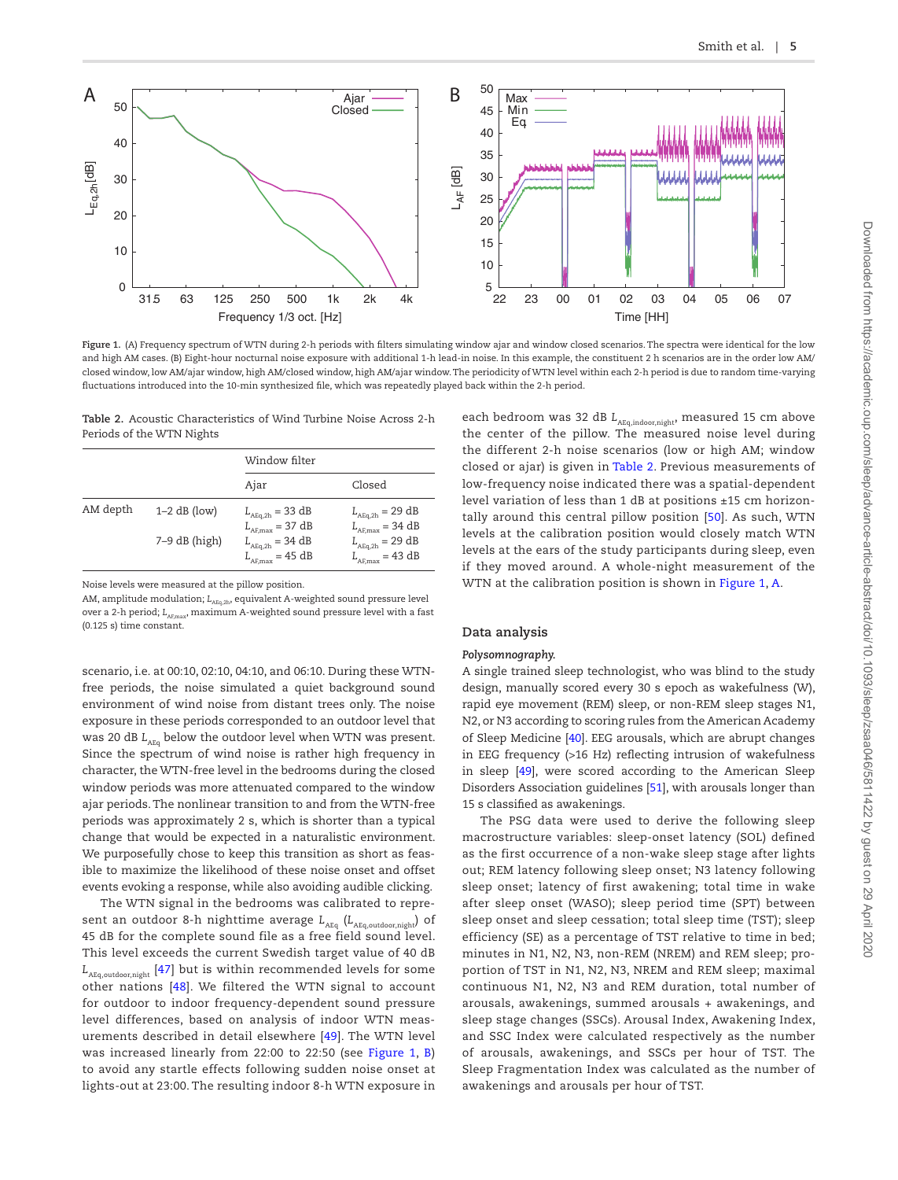Figure 1. (A) Frequency spectrum of WTN during 2-h periods with filters simulating window ajar and window closed scenarios. The spectra were identical for the low and high AM cases. (B) Eight-hour nocturnal noise exposure with additional 1-h lead-in noise. In this example, the constituent 2 h scenarios are in the order low AM/closed window, low AM/ajar window, high AM/closed window, high AM/ajar window. The periodicity of WTN level within each 2-h period is due to random time-varying fluctuations introduced into the 10-min synthesized file, which was repeatedly played back within the 2-h period.

Table 2. Acoustic Characteristics of Wind Turbine Noise Across 2-h Periods of the WTN Nights

| | | Window filter | |
|---|---|---|---|
| | | Ajar | Closed |
| AM depth | 1–2 dB (low) | $L_{AEq,2h}$ = 33 dB | $L_{AEq,2h}$ = 29 dB |
| | | $L_{AF,max}$ = 37 dB | $L_{AF,max}$ = 34 dB |
| | 7–9 dB (high) | $L_{AEq,2h}$ = 34 dB | $L_{AEq,2h}$ = 29 dB |
| | | $L_{AF,max}$ = 45 dB | $L_{AF,max}$ = 43 dB |

Noise levels were measured at the pillow position.
AM, amplitude modulation; $L_{AEq,2h}$, equivalent A-weighted sound pressure level over a 2-h period; $L_{AF,max}$, maximum A-weighted sound pressure level with a fast (0.125 s) time constant.

scenario, i.e. at 00:10, 02:10, 04:10, and 06:10. During these WTN-free periods, the noise simulated a quiet background sound environment of wind noise from distant trees only. The noise exposure in these periods corresponded to an outdoor level that was 20 dB $L_{AEq}$ below the outdoor level when WTN was present. Since the spectrum of wind noise is rather high frequency in character, the WTN-free level in the bedrooms during the closed window periods was more attenuated compared to the window ajar periods. The nonlinear transition to and from the WTN-free periods was approximately 2 s, which is shorter than a typical change that would be expected in a naturalistic environment. We purposefully chose to keep this transition as short as feasible to maximize the likelihood of these noise onset and offset events evoking a response, while also avoiding audible clicking.

The WTN signal in the bedrooms was calibrated to represent an outdoor 8-h nighttime average $L_{AEq}$ ($L_{AEq,outdoor,night}$) of 45 dB for the complete sound file as a free field sound level. This level exceeds the current Swedish target value of 40 dB $L_{AEq,outdoor,night}$ [47] but is within recommended levels for some other nations [48]. We filtered the WTN signal to account for outdoor to indoor frequency-dependent sound pressure level differences, based on analysis of indoor WTN measurements described in detail elsewhere [49]. The WTN level was increased linearly from 22:00 to 22:50 (see Figure 1, B) to avoid any startle effects following sudden noise onset at lights-out at 23:00. The resulting indoor 8-h WTN exposure in each bedroom was 32 dB $L_{AEq,indoor,night}$, measured 15 cm above the center of the pillow. The measured noise level during the different 2-h noise scenarios (low or high AM; window closed or ajar) is given in Table 2. Previous measurements of low-frequency noise indicated there was a spatial-dependent level variation of less than 1 dB at positions ±15 cm horizontally around this central pillow position [50]. As such, WTN levels at the calibration position would closely match WTN levels at the ears of the study participants during sleep, even if they moved around. A whole-night measurement of the WTN at the calibration position is shown in Figure 1, A.

## Data analysis

*Polysomnography.*

A single trained sleep technologist, who was blind to the study design, manually scored every 30 s epoch as wakefulness (W), rapid eye movement (REM) sleep, or non-REM sleep stages N1, N2, or N3 according to scoring rules from the American Academy of Sleep Medicine [40]. EEG arousals, which are abrupt changes in EEG frequency (>16 Hz) reflecting intrusion of wakefulness in sleep [49], were scored according to the American Sleep Disorders Association guidelines [51], with arousals longer than 15 s classified as awakenings.

The PSG data were used to derive the following sleep macrostructure variables: sleep-onset latency (SOL) defined as the first occurrence of a non-wake sleep stage after lights out; REM latency following sleep onset; N3 latency following sleep onset; latency of first awakening; total time in wake after sleep onset (WASO); sleep period time (SPT) between sleep onset and sleep cessation; total sleep time (TST); sleep efficiency (SE) as a percentage of TST relative to time in bed; minutes in N1, N2, N3, non-REM (NREM) and REM sleep; proportion of TST in N1, N2, N3, NREM and REM sleep; maximal continuous N1, N2, N3 and REM duration, total number of arousals, awakenings, summed arousals + awakenings, and sleep stage changes (SSCs). Arousal Index, Awakening Index, and SSC Index were calculated respectively as the number of arousals, awakenings, and SSCs per hour of TST. The Sleep Fragmentation Index was calculated as the number of awakenings and arousals per hour of TST.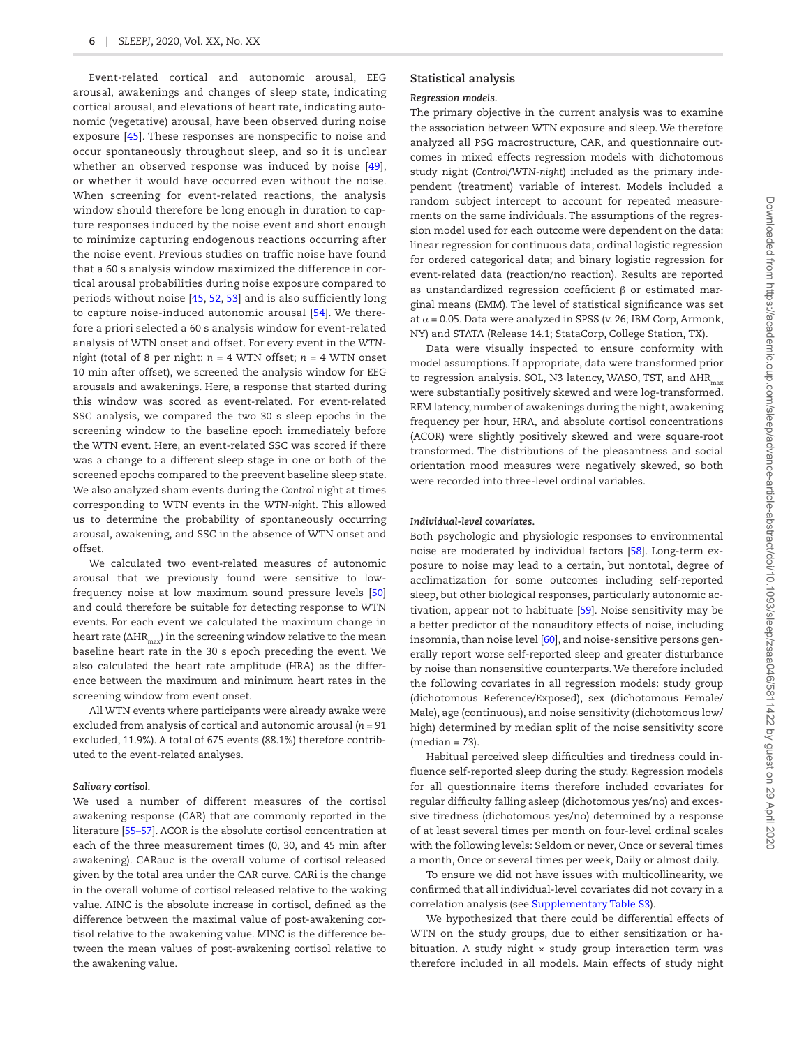Event-related cortical and autonomic arousal, EEG arousal, awakenings and changes of sleep state, indicating cortical arousal, and elevations of heart rate, indicating autonomic (vegetative) arousal, have been observed during noise exposure [45]. These responses are nonspecific to noise and occur spontaneously throughout sleep, and so it is unclear whether an observed response was induced by noise [49], or whether it would have occurred even without the noise. When screening for event-related reactions, the analysis window should therefore be long enough in duration to capture responses induced by the noise event and short enough to minimize capturing endogenous reactions occurring after the noise event. Previous studies on traffic noise have found that a 60 s analysis window maximized the difference in cortical arousal probabilities during noise exposure compared to periods without noise [45, 52, 53] and is also sufficiently long to capture noise-induced autonomic arousal [54]. We therefore a priori selected a 60 s analysis window for event-related analysis of WTN onset and offset. For every event in the *WTN-night* (total of 8 per night: $n = 4$ WTN offset; $n = 4$ WTN onset 10 min after offset), we screened the analysis window for EEG arousals and awakenings. Here, a response that started during this window was scored as event-related. For event-related SSC analysis, we compared the two 30 s sleep epochs in the screening window to the baseline epoch immediately before the WTN event. Here, an event-related SSC was scored if there was a change to a different sleep stage in one or both of the screened epochs compared to the preevent baseline sleep state. We also analyzed sham events during the *Control* night at times corresponding to WTN events in the *WTN-night*. This allowed us to determine the probability of spontaneously occurring arousal, awakening, and SSC in the absence of WTN onset and offset.

We calculated two event-related measures of autonomic arousal that we previously found were sensitive to low-frequency noise at low maximum sound pressure levels [50] and could therefore be suitable for detecting response to WTN events. For each event we calculated the maximum change in heart rate ($\Delta HR_{max}$) in the screening window relative to the mean baseline heart rate in the 30 s epoch preceding the event. We also calculated the heart rate amplitude (HRA) as the difference between the maximum and minimum heart rates in the screening window from event onset.

All WTN events where participants were already awake were excluded from analysis of cortical and autonomic arousal ($n = 91$ excluded, 11.9%). A total of 675 events (88.1%) therefore contributed to the event-related analyses.

#### *Salivary cortisol.*

We used a number of different measures of the cortisol awakening response (CAR) that are commonly reported in the literature [55–57]. ACOR is the absolute cortisol concentration at each of the three measurement times (0, 30, and 45 min after awakening). CARauc is the overall volume of cortisol released given by the total area under the CAR curve. CARi is the change in the overall volume of cortisol released relative to the waking value. AINC is the absolute increase in cortisol, defined as the difference between the maximal value of post-awakening cortisol relative to the awakening value. MINC is the difference between the mean values of post-awakening cortisol relative to the awakening value.

### Statistical analysis

#### *Regression models.*

The primary objective in the current analysis was to examine the association between WTN exposure and sleep. We therefore analyzed all PSG macrostructure, CAR, and questionnaire outcomes in mixed effects regression models with dichotomous study night (*Control*/*WTN-night*) included as the primary independent (treatment) variable of interest. Models included a random subject intercept to account for repeated measurements on the same individuals. The assumptions of the regression model used for each outcome were dependent on the data: linear regression for continuous data; ordinal logistic regression for ordered categorical data; and binary logistic regression for event-related data (reaction/no reaction). Results are reported as unstandardized regression coefficient β or estimated marginal means (EMM). The level of statistical significance was set at $\alpha = 0.05$. Data were analyzed in SPSS (v. 26; IBM Corp, Armonk, NY) and STATA (Release 14.1; StataCorp, College Station, TX).

Data were visually inspected to ensure conformity with model assumptions. If appropriate, data were transformed prior to regression analysis. SOL, N3 latency, WASO, TST, and $\Delta HR_{max}$ were substantially positively skewed and were log-transformed. REM latency, number of awakenings during the night, awakening frequency per hour, HRA, and absolute cortisol concentrations (ACOR) were slightly positively skewed and were square-root transformed. The distributions of the pleasantness and social orientation mood measures were negatively skewed, so both were recorded into three-level ordinal variables.

#### *Individual-level covariates.*

Both psychologic and physiologic responses to environmental noise are moderated by individual factors [58]. Long-term exposure to noise may lead to a certain, but nontotal, degree of acclimatization for some outcomes including self-reported sleep, but other biological responses, particularly autonomic activation, appear not to habituate [59]. Noise sensitivity may be a better predictor of the nonauditory effects of noise, including insomnia, than noise level [60], and noise-sensitive persons generally report worse self-reported sleep and greater disturbance by noise than nonsensitive counterparts. We therefore included the following covariates in all regression models: study group (dichotomous Reference/Exposed), sex (dichotomous Female/Male), age (continuous), and noise sensitivity (dichotomous low/high) determined by median split of the noise sensitivity score (median = 73).

Habitual perceived sleep difficulties and tiredness could influence self-reported sleep during the study. Regression models for all questionnaire items therefore included covariates for regular difficulty falling asleep (dichotomous yes/no) and excessive tiredness (dichotomous yes/no) determined by a response of at least several times per month on four-level ordinal scales with the following levels: Seldom or never, Once or several times a month, Once or several times per week, Daily or almost daily.

To ensure we did not have issues with multicollinearity, we confirmed that all individual-level covariates did not covary in a correlation analysis (see Supplementary Table S3).

We hypothesized that there could be differential effects of WTN on the study groups, due to either sensitization or habituation. A study night × study group interaction term was therefore included in all models. Main effects of study night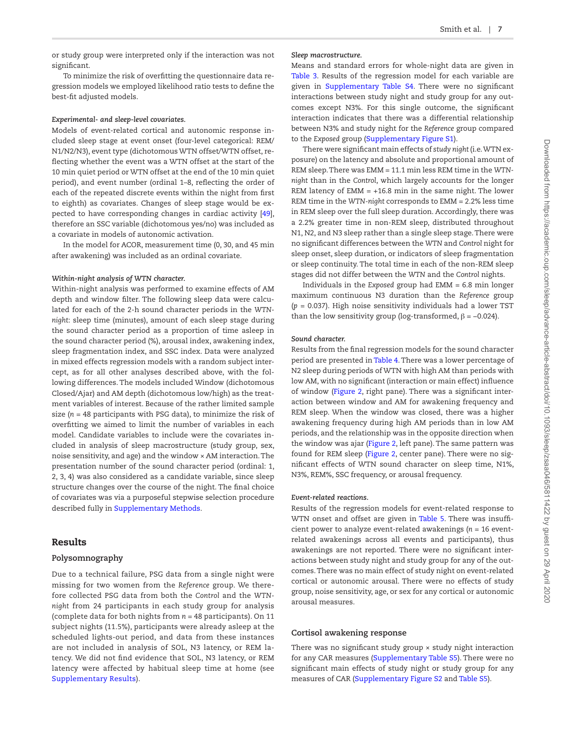or study group were interpreted only if the interaction was not significant.

To minimize the risk of overfitting the questionnaire data regression models we employed likelihood ratio tests to define the best-fit adjusted models.

#### *Experimental- and sleep-level covariates.*

Models of event-related cortical and autonomic response included sleep stage at event onset (four-level categorical: REM/N1/N2/N3), event type (dichotomous WTN offset/WTN offset, reflecting whether the event was a WTN offset at the start of the 10 min quiet period or WTN offset at the end of the 10 min quiet period), and event number (ordinal 1–8, reflecting the order of each of the repeated discrete events within the night from first to eighth) as covariates. Changes of sleep stage would be expected to have corresponding changes in cardiac activity [49], therefore an SSC variable (dichotomous yes/no) was included as a covariate in models of autonomic activation.

In the model for ACOR, measurement time (0, 30, and 45 min after awakening) was included as an ordinal covariate.

#### *Within-night analysis of WTN character.*

Within-night analysis was performed to examine effects of AM depth and window filter. The following sleep data were calculated for each of the 2-h sound character periods in the *WTN-night*: sleep time (minutes), amount of each sleep stage during the sound character period as a proportion of time asleep in the sound character period (%), arousal index, awakening index, sleep fragmentation index, and SSC index. Data were analyzed in mixed effects regression models with a random subject intercept, as for all other analyses described above, with the following differences. The models included Window (dichotomous Closed/Ajar) and AM depth (dichotomous low/high) as the treatment variables of interest. Because of the rather limited sample size ($n$ = 48 participants with PSG data), to minimize the risk of overfitting we aimed to limit the number of variables in each model. Candidate variables to include were the covariates included in analysis of sleep macrostructure (study group, sex, noise sensitivity, and age) and the window × AM interaction. The presentation number of the sound character period (ordinal: 1, 2, 3, 4) was also considered as a candidate variable, since sleep structure changes over the course of the night. The final choice of covariates was via a purposeful stepwise selection procedure described fully in Supplementary Methods.

## Results

### Polysomnography

Due to a technical failure, PSG data from a single night were missing for two women from the *Reference* group. We therefore collected PSG data from both the *Control* and the *WTN-night* from 24 participants in each study group for analysis (complete data for both nights from $n$ = 48 participants). On 11 subject nights (11.5%), participants were already asleep at the scheduled lights-out period, and data from these instances are not included in analysis of SOL, N3 latency, or REM latency. We did not find evidence that SOL, N3 latency, or REM latency were affected by habitual sleep time at home (see Supplementary Results).

#### *Sleep macrostructure.*

Means and standard errors for whole-night data are given in Table 3. Results of the regression model for each variable are given in Supplementary Table S4. There were no significant interactions between study night and study group for any outcomes except N3%. For this single outcome, the significant interaction indicates that there was a differential relationship between N3% and study night for the *Reference* group compared to the *Exposed* group (Supplementary Figure S1).

There were significant main effects of *study night* (i.e. WTN exposure) on the latency and absolute and proportional amount of REM sleep. There was EMM = 11.1 min less REM time in the *WTN-night* than in the *Control*, which largely accounts for the longer REM latency of EMM = +16.8 min in the same night. The lower REM time in the *WTN-night* corresponds to EMM = 2.2% less time in REM sleep over the full sleep duration. Accordingly, there was a 2.2% greater time in non-REM sleep, distributed throughout N1, N2, and N3 sleep rather than a single sleep stage. There were no significant differences between the *WTN* and *Control* night for sleep onset, sleep duration, or indicators of sleep fragmentation or sleep continuity. The total time in each of the non-REM sleep stages did not differ between the *WTN* and the *Control* nights.

Individuals in the *Exposed* group had EMM = 6.8 min longer maximum continuous N3 duration than the *Reference* group ($p$ = 0.037). High noise sensitivity individuals had a lower TST than the low sensitivity group (log-transformed, $\beta$ = –0.024).

#### *Sound character.*

Results from the final regression models for the sound character period are presented in Table 4. There was a lower percentage of N2 sleep during periods of WTN with high AM than periods with low AM, with no significant (interaction or main effect) influence of window (Figure 2, right pane). There was a significant interaction between window and AM for awakening frequency and REM sleep. When the window was closed, there was a higher awakening frequency during high AM periods than in low AM periods, and the relationship was in the opposite direction when the window was ajar (Figure 2, left pane). The same pattern was found for REM sleep (Figure 2, center pane). There were no significant effects of WTN sound character on sleep time, N1%, N3%, REM%, SSC frequency, or arousal frequency.

#### *Event-related reactions.*

Results of the regression models for event-related response to WTN onset and offset are given in Table 5. There was insufficient power to analyze event-related awakenings ($n$ = 16 event-related awakenings across all events and participants), thus awakenings are not reported. There were no significant interactions between study night and study group for any of the outcomes. There was no main effect of study night on event-related cortical or autonomic arousal. There were no effects of study group, noise sensitivity, age, or sex for any cortical or autonomic arousal measures.

### Cortisol awakening response

There was no significant study group × study night interaction for any CAR measures (Supplementary Table S5). There were no significant main effects of study night or study group for any measures of CAR (Supplementary Figure S2 and Table S5).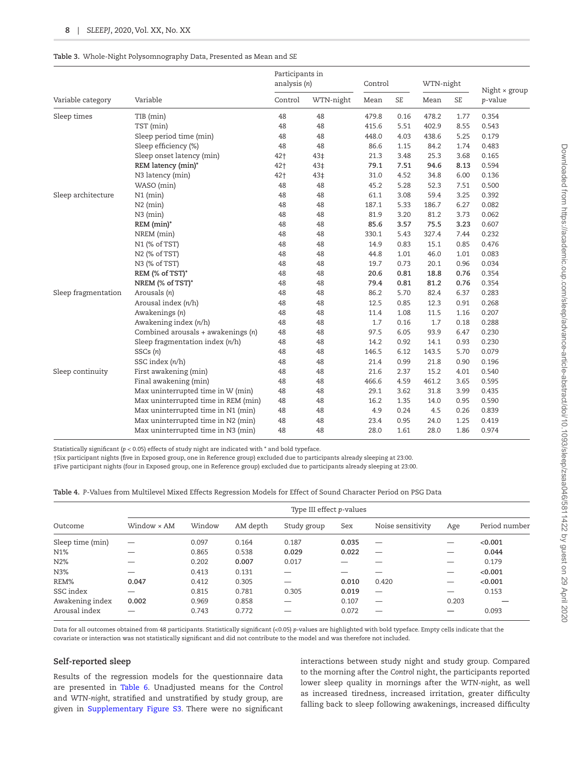**Table 3.** Whole-Night Polysomnography Data, Presented as Mean and *SE*

| Variable category | Variable | Participants in analysis (n) | | Control | | WTN-night | | Night × group |
|---|---|---|---|---|---|---|---|---|
| | | Control | WTN-night | Mean | SE | Mean | SE | p-value |
| Sleep times | TIB (min) | 48 | 48 | 479.8 | 0.16 | 478.2 | 1.77 | 0.354 |
| | TST (min) | 48 | 48 | 415.6 | 5.51 | 402.9 | 8.55 | 0.543 |
| | Sleep period time (min) | 48 | 48 | 448.0 | 4.03 | 438.6 | 5.25 | 0.179 |
| | Sleep efficiency (%) | 48 | 48 | 86.6 | 1.15 | 84.2 | 1.74 | 0.483 |
| | Sleep onset latency (min) | 42† | 43‡ | 21.3 | 3.48 | 25.3 | 3.68 | 0.165 |
| | **REM latency (min)*** | 42† | 43‡ | **79.1** | **7.51** | **94.6** | **8.13** | 0.594 |
| | N3 latency (min) | 42† | 43‡ | 31.0 | 4.52 | 34.8 | 6.00 | 0.136 |
| | WASO (min) | 48 | 48 | 45.2 | 5.28 | 52.3 | 7.51 | 0.500 |
| Sleep architecture | N1 (min) | 48 | 48 | 61.1 | 3.08 | 59.4 | 3.25 | 0.392 |
| | N2 (min) | 48 | 48 | 187.1 | 5.33 | 186.7 | 6.27 | 0.082 |
| | N3 (min) | 48 | 48 | 81.9 | 3.20 | 81.2 | 3.73 | 0.062 |
| | **REM (min)*** | 48 | 48 | **85.6** | **3.57** | **75.5** | **3.23** | 0.607 |
| | NREM (min) | 48 | 48 | 330.1 | 5.43 | 327.4 | 7.44 | 0.232 |
| | N1 (% of TST) | 48 | 48 | 14.9 | 0.83 | 15.1 | 0.85 | 0.476 |
| | N2 (% of TST) | 48 | 48 | 44.8 | 1.01 | 46.0 | 1.01 | 0.083 |
| | N3 (% of TST) | 48 | 48 | 19.7 | 0.73 | 20.1 | 0.96 | 0.034 |
| | **REM (% of TST)*** | 48 | 48 | **20.6** | **0.81** | **18.8** | **0.76** | 0.354 |
| | **NREM (% of TST)*** | 48 | 48 | **79.4** | **0.81** | **81.2** | **0.76** | 0.354 |
| Sleep fragmentation | Arousals (n) | 48 | 48 | 86.2 | 5.70 | 82.4 | 6.37 | 0.283 |
| | Arousal index (n/h) | 48 | 48 | 12.5 | 0.85 | 12.3 | 0.91 | 0.268 |
| | Awakenings (n) | 48 | 48 | 11.4 | 1.08 | 11.5 | 1.16 | 0.207 |
| | Awakening index (n/h) | 48 | 48 | 1.7 | 0.16 | 1.7 | 0.18 | 0.288 |
| | Combined arousals + awakenings (n) | 48 | 48 | 97.5 | 6.05 | 93.9 | 6.47 | 0.230 |
| | Sleep fragmentation index (n/h) | 48 | 48 | 14.2 | 0.92 | 14.1 | 0.93 | 0.230 |
| | SSCs (n) | 48 | 48 | 146.5 | 6.12 | 143.5 | 5.70 | 0.079 |
| | SSC index (n/h) | 48 | 48 | 21.4 | 0.99 | 21.8 | 0.90 | 0.196 |
| Sleep continuity | First awakening (min) | 48 | 48 | 21.6 | 2.37 | 15.2 | 4.01 | 0.540 |
| | Final awakening (min) | 48 | 48 | 466.6 | 4.59 | 461.2 | 3.65 | 0.595 |
| | Max uninterrupted time in W (min) | 48 | 48 | 29.1 | 3.62 | 31.8 | 3.99 | 0.435 |
| | Max uninterrupted time in REM (min) | 48 | 48 | 16.2 | 1.35 | 14.0 | 0.95 | 0.590 |
| | Max uninterrupted time in N1 (min) | 48 | 48 | 4.9 | 0.24 | 4.5 | 0.26 | 0.839 |
| | Max uninterrupted time in N2 (min) | 48 | 48 | 23.4 | 0.95 | 24.0 | 1.25 | 0.419 |
| | Max uninterrupted time in N3 (min) | 48 | 48 | 28.0 | 1.61 | 28.0 | 1.86 | 0.974 |

Statistically significant ($p < 0.05$) effects of study night are indicated with * and bold typeface.
†Six participant nights (five in Exposed group, one in Reference group) excluded due to participants already sleeping at 23:00.
‡Five participant nights (four in Exposed group, one in Reference group) excluded due to participants already sleeping at 23:00.

**Table 4.** *P*-Values from Multilevel Mixed Effects Regression Models for Effect of Sound Character Period on PSG Data

| Outcome | Type III effect p-values | | | | | | | |
|---|---|---|---|---|---|---|---|---|
| | Window × AM | Window | AM depth | Study group | Sex | Noise sensitivity | Age | Period number |
| Sleep time (min) | — | 0.097 | 0.164 | 0.187 | **0.035** | — | — | **<0.001** |
| N1% | — | 0.865 | 0.538 | **0.029** | **0.022** | — | — | **0.044** |
| N2% | — | 0.202 | **0.007** | 0.017 | — | — | — | 0.179 |
| N3% | — | 0.413 | 0.131 | — | — | — | — | **<0.001** |
| REM% | **0.047** | 0.412 | 0.305 | — | **0.010** | 0.420 | — | **<0.001** |
| SSC index | — | 0.815 | 0.781 | 0.305 | **0.019** | — | — | 0.153 |
| Awakening index | **0.002** | 0.969 | 0.858 | — | 0.107 | — | 0.203 | — |
| Arousal index | — | 0.743 | 0.772 | — | 0.072 | — | — | 0.093 |

Data for all outcomes obtained from 48 participants. Statistically significant (<0.05) *p*-values are highlighted with bold typeface. Empty cells indicate that the covariate or interaction was not statistically significant and did not contribute to the model and was therefore not included.

## Self-reported sleep

Results of the regression models for the questionnaire data are presented in Table 6. Unadjusted means for the *Control* and *WTN-night*, stratified and unstratified by study group, are given in Supplementary Figure S3. There were no significant interactions between study night and study group. Compared to the morning after the *Control* night, the participants reported lower sleep quality in mornings after the *WTN-night*, as well as increased tiredness, increased irritation, greater difficulty falling back to sleep following awakenings, increased difficulty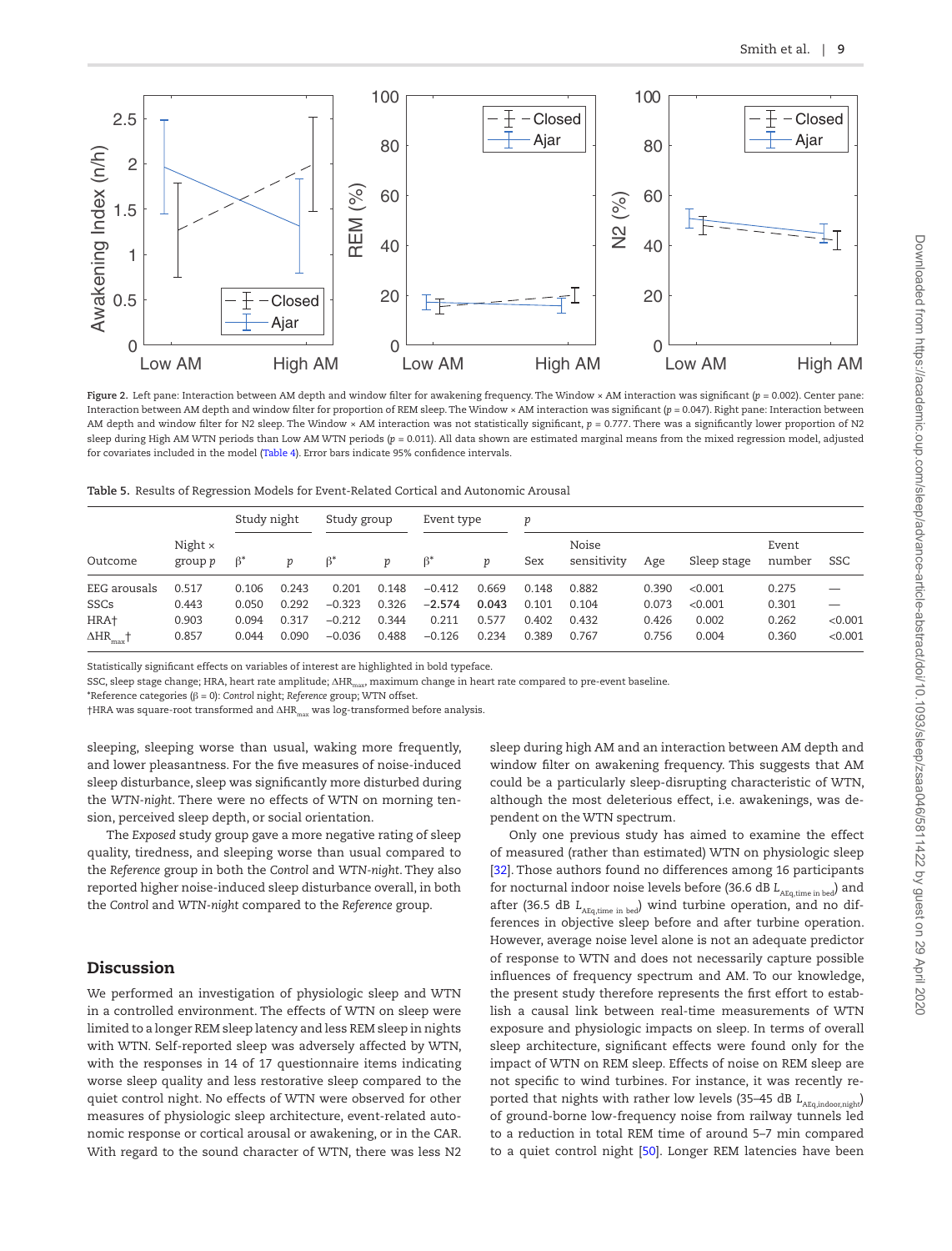2.5
2
1.5
1
0.5
0
Awakening Index (n/h)
Closed
Ajar
Low AM
High AM

100
80
60
40
20
0
REM (%)
Closed
Ajar
Low AM
High AM

100
80
60
40
20
0
N2 (%)
Closed
Ajar
Low AM
High AM

**Figure 2.** Left pane: Interaction between AM depth and window filter for awakening frequency. The Window × AM interaction was significant ($p$ = 0.002). Center pane: Interaction between AM depth and window filter for proportion of REM sleep. The Window × AM interaction was significant ($p$ = 0.047). Right pane: Interaction between AM depth and window filter for N2 sleep. The Window × AM interaction was not statistically significant, $p$ = 0.777. There was a significantly lower proportion of N2 sleep during High AM WTN periods than Low AM WTN periods ($p$ = 0.011). All data shown are estimated marginal means from the mixed regression model, adjusted for covariates included in the model (Table 4). Error bars indicate 95% confidence intervals.

**Table 5.** Results of Regression Models for Event-Related Cortical and Autonomic Arousal

| | | Study night | | Study group | | Event type | | *p* | | | | | |
|---|---|---|---|---|---|---|---|---|---|---|---|---|---|
| Outcome | Night × group *p* | β* | *p* | β* | *p* | β* | *p* | Sex | Noise sensitivity | Age | Sleep stage | Event number | SSC |
| EEG arousals | 0.517 | 0.106 | 0.243 | 0.201 | 0.148 | −0.412 | 0.669 | 0.148 | 0.882 | 0.390 | <0.001 | 0.275 | — |
| SSCs | 0.443 | 0.050 | 0.292 | −0.323 | 0.326 | **−2.574** | **0.043** | 0.101 | 0.104 | 0.073 | <0.001 | 0.301 | — |
| HRA† | 0.903 | 0.094 | 0.317 | −0.212 | 0.344 | 0.211 | 0.577 | 0.402 | 0.432 | 0.426 | 0.002 | 0.262 | <0.001 |
| $\Delta HR_{max}$† | 0.857 | 0.044 | 0.090 | −0.036 | 0.488 | −0.126 | 0.234 | 0.389 | 0.767 | 0.756 | 0.004 | 0.360 | <0.001 |

Statistically significant effects on variables of interest are highlighted in bold typeface.

SSC, sleep stage change; HRA, heart rate amplitude; $\Delta HR_{max}$, maximum change in heart rate compared to pre-event baseline.

*Reference categories (β = 0): *Control* night; *Reference* group; WTN offset.

†HRA was square-root transformed and $\Delta HR_{max}$ was log-transformed before analysis.

sleeping, sleeping worse than usual, waking more frequently, and lower pleasantness. For the five measures of noise-induced sleep disturbance, sleep was significantly more disturbed during the *WTN-night*. There were no effects of WTN on morning tension, perceived sleep depth, or social orientation.

The *Exposed* study group gave a more negative rating of sleep quality, tiredness, and sleeping worse than usual compared to the *Reference* group in both the *Control* and *WTN-night*. They also reported higher noise-induced sleep disturbance overall, in both the *Control* and *WTN-night* compared to the *Reference* group.

## Discussion

We performed an investigation of physiologic sleep and WTN in a controlled environment. The effects of WTN on sleep were limited to a longer REM sleep latency and less REM sleep in nights with WTN. Self-reported sleep was adversely affected by WTN, with the responses in 14 of 17 questionnaire items indicating worse sleep quality and less restorative sleep compared to the quiet control night. No effects of WTN were observed for other measures of physiologic sleep architecture, event-related autonomic response or cortical arousal or awakening, or in the CAR. With regard to the sound character of WTN, there was less N2 sleep during high AM and an interaction between AM depth and window filter on awakening frequency. This suggests that AM could be a particularly sleep-disrupting characteristic of WTN, although the most deleterious effect, i.e. awakenings, was dependent on the WTN spectrum.

Only one previous study has aimed to examine the effect of measured (rather than estimated) WTN on physiologic sleep [32]. Those authors found no differences among 16 participants for nocturnal indoor noise levels before (36.6 dB $L_{AEq,time\ in\ bed}$) and after (36.5 dB $L_{AEq,time\ in\ bed}$) wind turbine operation, and no differences in objective sleep before and after turbine operation. However, average noise level alone is not an adequate predictor of response to WTN and does not necessarily capture possible influences of frequency spectrum and AM. To our knowledge, the present study therefore represents the first effort to establish a causal link between real-time measurements of WTN exposure and physiologic impacts on sleep. In terms of overall sleep architecture, significant effects were found only for the impact of WTN on REM sleep. Effects of noise on REM sleep are not specific to wind turbines. For instance, it was recently reported that nights with rather low levels (35–45 dB $L_{AEq,indoor,night}$) of ground-borne low-frequency noise from railway tunnels led to a reduction in total REM time of around 5–7 min compared to a quiet control night [50]. Longer REM latencies have been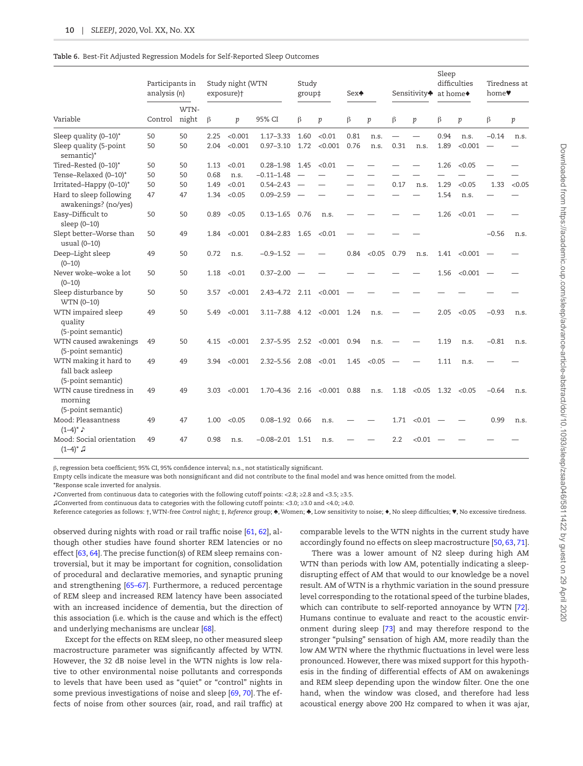**Table 6.** Best-Fit Adjusted Regression Models for Self-Reported Sleep Outcomes

| Variable | Participants in analysis (*n*) | | Study night (WTN exposure)† | | | Study group‡ | | Sex♠ | | Sensitivity♣ | | Sleep difficulties at home♦ | | Tiredness at home♥ | |
|---|---|---|---|---|---|---|---|---|---|---|---|---|---|---|---|
| | Control | WTN-night | β | *p* | 95% CI | β | *p* | β | *p* | β | *p* | β | *p* | β | *p* |
| Sleep quality (0–10)* | 50 | 50 | 2.25 | <0.001 | 1.17–3.33 | 1.60 | <0.01 | 0.81 | n.s. | — | — | 0.94 | n.s. | −0.14 | n.s. |
| Sleep quality (5-point semantic)* | 50 | 50 | 2.04 | <0.001 | 0.97–3.10 | 1.72 | <0.001 | 0.76 | n.s. | 0.31 | n.s. | 1.89 | <0.001 | — | — |
| Tired–Rested (0–10)* | 50 | 50 | 1.13 | <0.01 | 0.28–1.98 | 1.45 | <0.01 | — | — | — | — | 1.26 | <0.05 | — | — |
| Tense–Relaxed (0–10)* | 50 | 50 | 0.68 | n.s. | −0.11–1.48 | — | — | — | — | — | — | — | — | — | — |
| Irritated–Happy (0–10)* | 50 | 50 | 1.49 | <0.01 | 0.54–2.43 | — | — | — | — | 0.17 | n.s. | 1.29 | <0.05 | 1.33 | <0.05 |
| Hard to sleep following awakenings? (no/yes) | 47 | 47 | 1.34 | <0.05 | 0.09–2.59 | — | — | — | — | — | — | 1.54 | n.s. | — | — |
| Easy–Difficult to sleep (0–10) | 50 | 50 | 0.89 | <0.05 | 0.13–1.65 | 0.76 | n.s. | — | — | — | — | 1.26 | <0.01 | — | — |
| Slept better–Worse than usual (0–10) | 50 | 49 | 1.84 | <0.001 | 0.84–2.83 | 1.65 | <0.01 | — | — | — | — | | | −0.56 | n.s. |
| Deep–Light sleep (0–10) | 49 | 50 | 0.72 | n.s. | −0.9–1.52 | — | — | 0.84 | <0.05 | 0.79 | n.s. | 1.41 | <0.001 | — | — |
| Never woke–woke a lot (0–10) | 50 | 50 | 1.18 | <0.01 | 0.37–2.00 | — | — | — | — | — | — | 1.56 | <0.001 | — | — |
| Sleep disturbance by WTN (0–10) | 50 | 50 | 3.57 | <0.001 | 2.43–4.72 | 2.11 | <0.001 | — | — | — | — | — | — | — | — |
| WTN impaired sleep quality (5-point semantic) | 49 | 50 | 5.49 | <0.001 | 3.11–7.88 | 4.12 | <0.001 | 1.24 | n.s. | — | — | 2.05 | <0.05 | −0.93 | n.s. |
| WTN caused awakenings (5-point semantic) | 49 | 50 | 4.15 | <0.001 | 2.37–5.95 | 2.52 | <0.001 | 0.94 | n.s. | — | — | 1.19 | n.s. | −0.81 | n.s. |
| WTN making it hard to fall back asleep (5-point semantic) | 49 | 49 | 3.94 | <0.001 | 2.32–5.56 | 2.08 | <0.01 | 1.45 | <0.05 | — | — | 1.11 | n.s. | — | — |
| WTN cause tiredness in morning (5-point semantic) | 49 | 49 | 3.03 | <0.001 | 1.70–4.36 | 2.16 | <0.001 | 0.88 | n.s. | 1.18 | <0.05 | 1.32 | <0.05 | −0.64 | n.s. |
| Mood: Pleasantness (1–4)* ♪ | 49 | 47 | 1.00 | <0.05 | 0.08–1.92 | 0.66 | n.s. | — | — | 1.71 | <0.01 | — | — | 0.99 | n.s. |
| Mood: Social orientation (1–4)* ♫ | 49 | 47 | 0.98 | n.s. | −0.08–2.01 | 1.51 | n.s. | — | — | 2.2 | <0.01 | — | — | — | — |

β, regression beta coefficient; 95% CI, 95% confidence interval; n.s., not statistically significant.
Empty cells indicate the measure was both nonsignificant and did not contribute to the final model and was hence omitted from the model.
*Response scale inverted for analysis.
♪Converted from continuous data to categories with the following cutoff points: <2.8; ≥2.8 and <3.5; ≥3.5.
♫Converted from continuous data to categories with the following cutoff points: <3.0; ≥3.0 and <4.0; ≥4.0.
Reference categories as follows: †, WTN-free *Control* night; ‡, *Reference* group; ♠, Women; ♣, Low sensitivity to noise; ♦, No sleep difficulties; ♥, No excessive tiredness.

observed during nights with road or rail traffic noise [61, 62], although other studies have found shorter REM latencies or no effect [63, 64]. The precise function(s) of REM sleep remains controversial, but it may be important for cognition, consolidation of procedural and declarative memories, and synaptic pruning and strengthening [65–67]. Furthermore, a reduced percentage of REM sleep and increased REM latency have been associated with an increased incidence of dementia, but the direction of this association (i.e. which is the cause and which is the effect) and underlying mechanisms are unclear [68].

Except for the effects on REM sleep, no other measured sleep macrostructure parameter was significantly affected by WTN. However, the 32 dB noise level in the WTN nights is low relative to other environmental noise pollutants and corresponds to levels that have been used as "quiet" or "control" nights in some previous investigations of noise and sleep [69, 70]. The effects of noise from other sources (air, road, and rail traffic) at comparable levels to the WTN nights in the current study have accordingly found no effects on sleep macrostructure [50, 63, 71].

There was a lower amount of N2 sleep during high AM WTN than periods with low AM, potentially indicating a sleep-disrupting effect of AM that would to our knowledge be a novel result. AM of WTN is a rhythmic variation in the sound pressure level corresponding to the rotational speed of the turbine blades, which can contribute to self-reported annoyance by WTN [72]. Humans continue to evaluate and react to the acoustic environment during sleep [73] and may therefore respond to the stronger "pulsing" sensation of high AM, more readily than the low AM WTN where the rhythmic fluctuations in level were less pronounced. However, there was mixed support for this hypothesis in the finding of differential effects of AM on awakenings and REM sleep depending upon the window filter. One the one hand, when the window was closed, and therefore had less acoustical energy above 200 Hz compared to when it was ajar,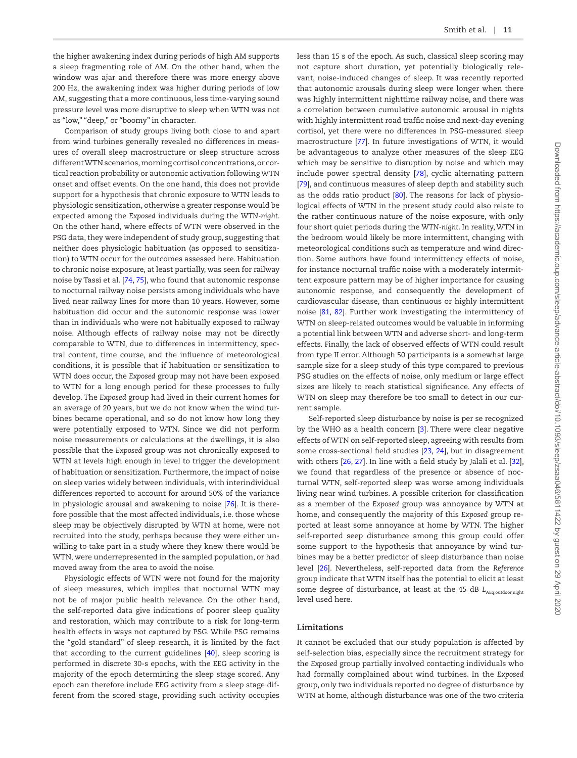the higher awakening index during periods of high AM supports a sleep fragmenting role of AM. On the other hand, when the window was ajar and therefore there was more energy above 200 Hz, the awakening index was higher during periods of low AM, suggesting that a more continuous, less time-varying sound pressure level was more disruptive to sleep when WTN was not as "low," "deep," or "boomy" in character.

Comparison of study groups living both close to and apart from wind turbines generally revealed no differences in measures of overall sleep macrostructure or sleep structure across different WTN scenarios, morning cortisol concentrations, or cortical reaction probability or autonomic activation following WTN onset and offset events. On the one hand, this does not provide support for a hypothesis that chronic exposure to WTN leads to physiologic sensitization, otherwise a greater response would be expected among the *Exposed* individuals during the *WTN-night*. On the other hand, where effects of WTN were observed in the PSG data, they were independent of study group, suggesting that neither does physiologic habituation (as opposed to sensitization) to WTN occur for the outcomes assessed here. Habituation to chronic noise exposure, at least partially, was seen for railway noise by Tassi et al. [74, 75], who found that autonomic response to nocturnal railway noise persists among individuals who have lived near railway lines for more than 10 years. However, some habituation did occur and the autonomic response was lower than in individuals who were not habitually exposed to railway noise. Although effects of railway noise may not be directly comparable to WTN, due to differences in intermittency, spectral content, time course, and the influence of meteorological conditions, it is possible that if habituation or sensitization to WTN does occur, the *Exposed* group may not have been exposed to WTN for a long enough period for these processes to fully develop. The *Exposed* group had lived in their current homes for an average of 20 years, but we do not know when the wind turbines became operational, and so do not know how long they were potentially exposed to WTN. Since we did not perform noise measurements or calculations at the dwellings, it is also possible that the *Exposed* group was not chronically exposed to WTN at levels high enough in level to trigger the development of habituation or sensitization. Furthermore, the impact of noise on sleep varies widely between individuals, with interindividual differences reported to account for around 50% of the variance in physiologic arousal and awakening to noise [76]. It is therefore possible that the most affected individuals, i.e. those whose sleep may be objectively disrupted by WTN at home, were not recruited into the study, perhaps because they were either unwilling to take part in a study where they knew there would be WTN, were underrepresented in the sampled population, or had moved away from the area to avoid the noise.

Physiologic effects of WTN were not found for the majority of sleep measures, which implies that nocturnal WTN may not be of major public health relevance. On the other hand, the self-reported data give indications of poorer sleep quality and restoration, which may contribute to a risk for long-term health effects in ways not captured by PSG. While PSG remains the "gold standard" of sleep research, it is limited by the fact that according to the current guidelines [40], sleep scoring is performed in discrete 30-s epochs, with the EEG activity in the majority of the epoch determining the sleep stage scored. Any epoch can therefore include EEG activity from a sleep stage different from the scored stage, providing such activity occupies less than 15 s of the epoch. As such, classical sleep scoring may not capture short duration, yet potentially biologically relevant, noise-induced changes of sleep. It was recently reported that autonomic arousals during sleep were longer when there was highly intermittent nighttime railway noise, and there was a correlation between cumulative autonomic arousal in nights with highly intermittent road traffic noise and next-day evening cortisol, yet there were no differences in PSG-measured sleep macrostructure [77]. In future investigations of WTN, it would be advantageous to analyze other measures of the sleep EEG which may be sensitive to disruption by noise and which may include power spectral density [78], cyclic alternating pattern [79], and continuous measures of sleep depth and stability such as the odds ratio product [80]. The reasons for lack of physiological effects of WTN in the present study could also relate to the rather continuous nature of the noise exposure, with only four short quiet periods during the *WTN-night*. In reality, WTN in the bedroom would likely be more intermittent, changing with meteorological conditions such as temperature and wind direction. Some authors have found intermittency effects of noise, for instance nocturnal traffic noise with a moderately intermittent exposure pattern may be of higher importance for causing autonomic response, and consequently the development of cardiovascular disease, than continuous or highly intermittent noise [81, 82]. Further work investigating the intermittency of WTN on sleep-related outcomes would be valuable in informing a potential link between WTN and adverse short- and long-term effects. Finally, the lack of observed effects of WTN could result from type II error. Although 50 participants is a somewhat large sample size for a sleep study of this type compared to previous PSG studies on the effects of noise, only medium or large effect sizes are likely to reach statistical significance. Any effects of WTN on sleep may therefore be too small to detect in our current sample.

Self-reported sleep disturbance by noise is per se recognized by the WHO as a health concern [3]. There were clear negative effects of WTN on self-reported sleep, agreeing with results from some cross-sectional field studies [23, 24], but in disagreement with others [26, 27]. In line with a field study by Jalali et al. [32], we found that regardless of the presence or absence of nocturnal WTN, self-reported sleep was worse among individuals living near wind turbines. A possible criterion for classification as a member of the *Exposed* group was annoyance by WTN at home, and consequently the majority of this *Exposed* group reported at least some annoyance at home by WTN. The higher self-reported seep disturbance among this group could offer some support to the hypothesis that annoyance by wind turbines may be a better predictor of sleep disturbance than noise level [26]. Nevertheless, self-reported data from the *Reference* group indicate that WTN itself has the potential to elicit at least some degree of disturbance, at least at the 45 dB $L_{AEq,outdoor,night}$ level used here.

## Limitations

It cannot be excluded that our study population is affected by self-selection bias, especially since the recruitment strategy for the *Exposed* group partially involved contacting individuals who had formally complained about wind turbines. In the *Exposed* group, only two individuals reported no degree of disturbance by WTN at home, although disturbance was one of the two criteria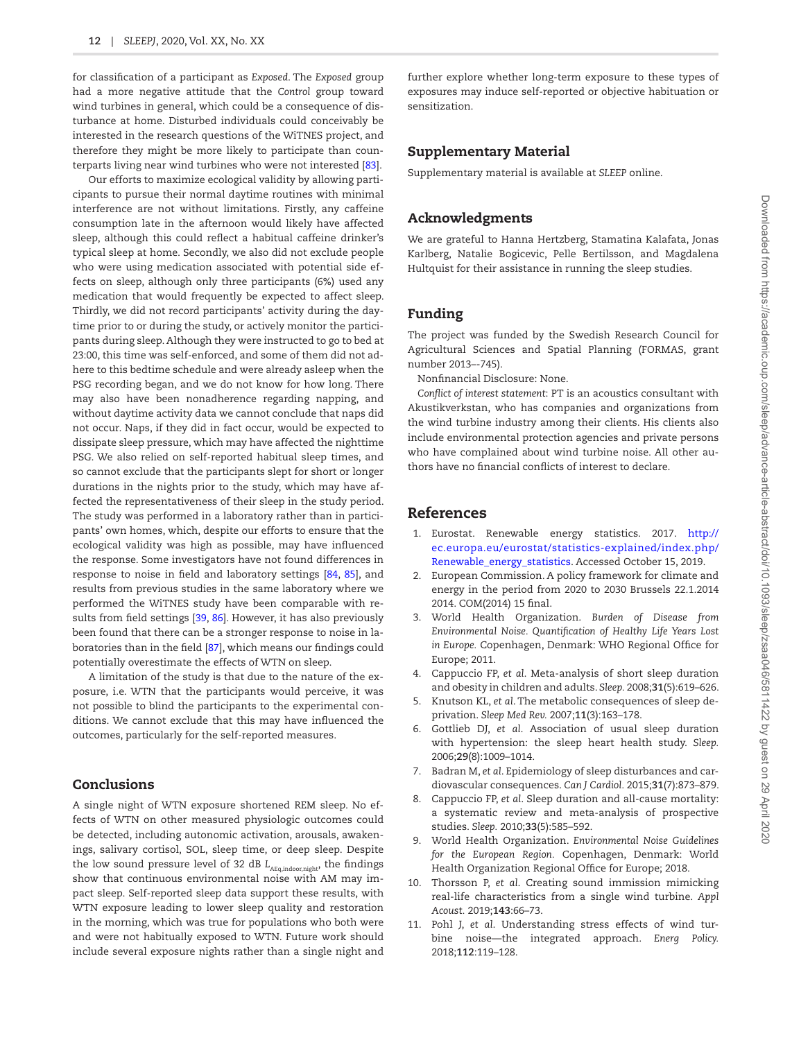for classification of a participant as *Exposed*. The *Exposed* group had a more negative attitude that the *Control* group toward wind turbines in general, which could be a consequence of disturbance at home. Disturbed individuals could conceivably be interested in the research questions of the WiTNES project, and therefore they might be more likely to participate than counterparts living near wind turbines who were not interested [83].

Our efforts to maximize ecological validity by allowing participants to pursue their normal daytime routines with minimal interference are not without limitations. Firstly, any caffeine consumption late in the afternoon would likely have affected sleep, although this could reflect a habitual caffeine drinker's typical sleep at home. Secondly, we also did not exclude people who were using medication associated with potential side effects on sleep, although only three participants (6%) used any medication that would frequently be expected to affect sleep. Thirdly, we did not record participants' activity during the daytime prior to or during the study, or actively monitor the participants during sleep. Although they were instructed to go to bed at 23:00, this time was self-enforced, and some of them did not adhere to this bedtime schedule and were already asleep when the PSG recording began, and we do not know for how long. There may also have been nonadherence regarding napping, and without daytime activity data we cannot conclude that naps did not occur. Naps, if they did in fact occur, would be expected to dissipate sleep pressure, which may have affected the nighttime PSG. We also relied on self-reported habitual sleep times, and so cannot exclude that the participants slept for shorter or longer durations in the nights prior to the study, which may have affected the representativeness of their sleep in the study period. The study was performed in a laboratory rather than in participants' own homes, which, despite our efforts to ensure that the ecological validity was high as possible, may have influenced the response. Some investigators have not found differences in response to noise in field and laboratory settings [84, 85], and results from previous studies in the same laboratory where we performed the WiTNES study have been comparable with results from field settings [39, 86]. However, it has also previously been found that there can be a stronger response to noise in laboratories than in the field [87], which means our findings could potentially overestimate the effects of WTN on sleep.

A limitation of the study is that due to the nature of the exposure, i.e. WTN that the participants would perceive, it was not possible to blind the participants to the experimental conditions. We cannot exclude that this may have influenced the outcomes, particularly for the self-reported measures.

## Conclusions

A single night of WTN exposure shortened REM sleep. No effects of WTN on other measured physiologic outcomes could be detected, including autonomic activation, arousals, awakenings, salivary cortisol, SOL, sleep time, or deep sleep. Despite the low sound pressure level of 32 dB $L_{\text{AEq,indoor,night}}$, the findings show that continuous environmental noise with AM may impact sleep. Self-reported sleep data support these results, with WTN exposure leading to lower sleep quality and restoration in the morning, which was true for populations who both were and were not habitually exposed to WTN. Future work should include several exposure nights rather than a single night and further explore whether long-term exposure to these types of exposures may induce self-reported or objective habituation or sensitization.

## Supplementary Material

Supplementary material is available at *SLEEP* online.

## Acknowledgments

We are grateful to Hanna Hertzberg, Stamatina Kalafata, Jonas Karlberg, Natalie Bogicevic, Pelle Bertilsson, and Magdalena Hultquist for their assistance in running the sleep studies.

## Funding

The project was funded by the Swedish Research Council for Agricultural Sciences and Spatial Planning (FORMAS, grant number 2013–-745).

Nonfinancial Disclosure: None.

*Conflict of interest statement*: PT is an acoustics consultant with Akustikverkstan, who has companies and organizations from the wind turbine industry among their clients. His clients also include environmental protection agencies and private persons who have complained about wind turbine noise. All other authors have no financial conflicts of interest to declare.

## References

1. Eurostat. Renewable energy statistics. 2017. http://ec.europa.eu/eurostat/statistics-explained/index.php/Renewable_energy_statistics. Accessed October 15, 2019.
2. European Commission. A policy framework for climate and energy in the period from 2020 to 2030 Brussels 22.1.2014 2014. COM(2014) 15 final.
3. World Health Organization. *Burden of Disease from Environmental Noise. Quantification of Healthy Life Years Lost in Europe.* Copenhagen, Denmark: WHO Regional Office for Europe; 2011.
4. Cappuccio FP, *et al*. Meta-analysis of short sleep duration and obesity in children and adults. *Sleep.* 2008;**31**(5):619–626.
5. Knutson KL, *et al*. The metabolic consequences of sleep deprivation. *Sleep Med Rev.* 2007;**11**(3):163–178.
6. Gottlieb DJ, *et al*. Association of usual sleep duration with hypertension: the sleep heart health study. *Sleep.* 2006;**29**(8):1009–1014.
7. Badran M, *et al*. Epidemiology of sleep disturbances and cardiovascular consequences. *Can J Cardiol.* 2015;**31**(7):873–879.
8. Cappuccio FP, *et al*. Sleep duration and all-cause mortality: a systematic review and meta-analysis of prospective studies. *Sleep.* 2010;**33**(5):585–592.
9. World Health Organization. *Environmental Noise Guidelines for the European Region.* Copenhagen, Denmark: World Health Organization Regional Office for Europe; 2018.
10. Thorsson P, *et al*. Creating sound immission mimicking real-life characteristics from a single wind turbine. *Appl Acoust.* 2019;**143**:66–73.
11. Pohl J, *et al*. Understanding stress effects of wind turbine noise—the integrated approach. *Energ Policy.* 2018;**112**:119–128.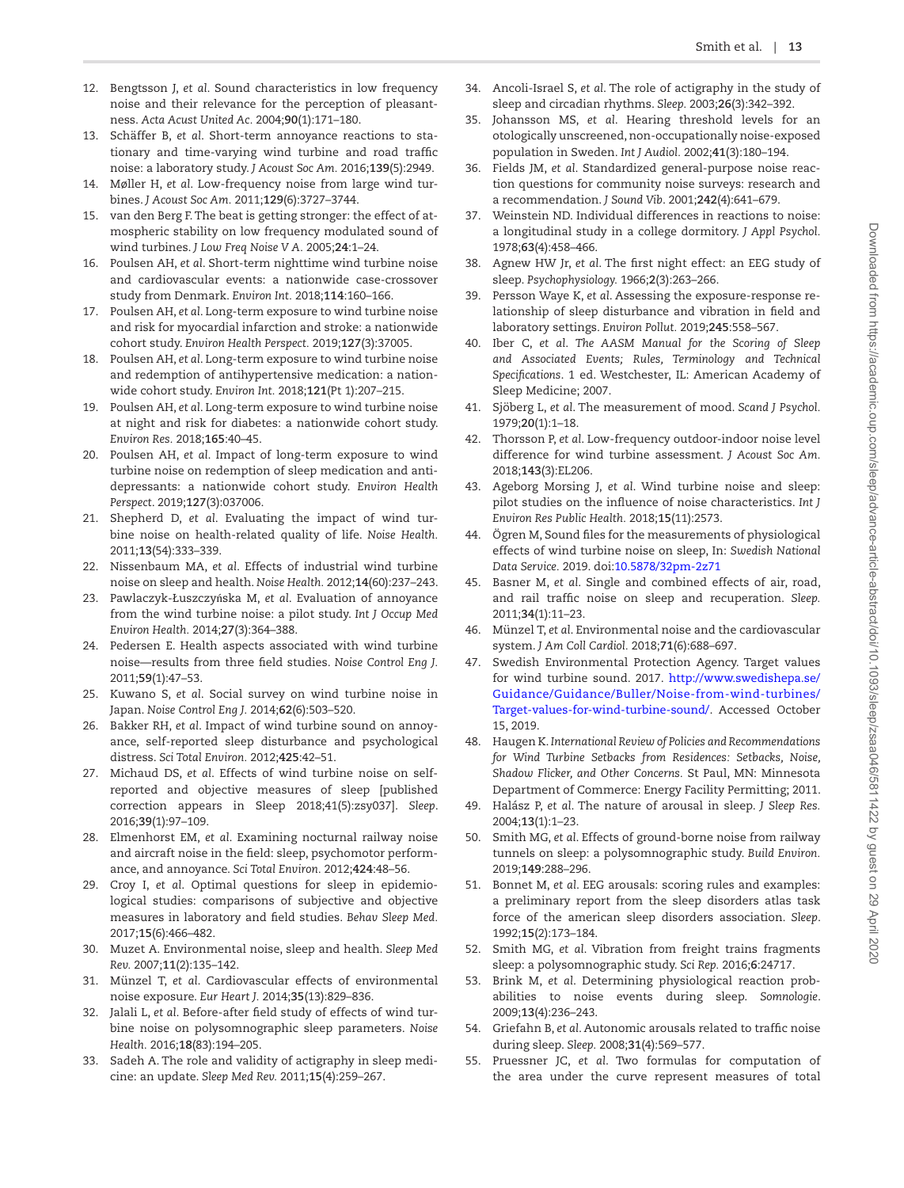12. Bengtsson J, *et al*. Sound characteristics in low frequency noise and their relevance for the perception of pleasantness. *Acta Acust United Ac*. 2004;**90**(1):171–180.
13. Schäffer B, *et al*. Short-term annoyance reactions to stationary and time-varying wind turbine and road traffic noise: a laboratory study. *J Acoust Soc Am*. 2016;**139**(5):2949.
14. Møller H, *et al*. Low-frequency noise from large wind turbines. *J Acoust Soc Am*. 2011;**129**(6):3727–3744.
15. van den Berg F. The beat is getting stronger: the effect of atmospheric stability on low frequency modulated sound of wind turbines. *J Low Freq Noise V A*. 2005;**24**:1–24.
16. Poulsen AH, *et al*. Short-term nighttime wind turbine noise and cardiovascular events: a nationwide case-crossover study from Denmark. *Environ Int*. 2018;**114**:160–166.
17. Poulsen AH, *et al*. Long-term exposure to wind turbine noise and risk for myocardial infarction and stroke: a nationwide cohort study. *Environ Health Perspect*. 2019;**127**(3):37005.
18. Poulsen AH, *et al*. Long-term exposure to wind turbine noise and redemption of antihypertensive medication: a nationwide cohort study. *Environ Int*. 2018;**121**(Pt 1):207–215.
19. Poulsen AH, *et al*. Long-term exposure to wind turbine noise at night and risk for diabetes: a nationwide cohort study. *Environ Res*. 2018;**165**:40–45.
20. Poulsen AH, *et al*. Impact of long-term exposure to wind turbine noise on redemption of sleep medication and antidepressants: a nationwide cohort study. *Environ Health Perspect*. 2019;**127**(3):037006.
21. Shepherd D, *et al*. Evaluating the impact of wind turbine noise on health-related quality of life. *Noise Health*. 2011;**13**(54):333–339.
22. Nissenbaum MA, *et al*. Effects of industrial wind turbine noise on sleep and health. *Noise Health*. 2012;**14**(60):237–243.
23. Pawlaczyk-Łuszczyńska M, *et al*. Evaluation of annoyance from the wind turbine noise: a pilot study. *Int J Occup Med Environ Health*. 2014;**27**(3):364–388.
24. Pedersen E. Health aspects associated with wind turbine noise—results from three field studies. *Noise Control Eng J*. 2011;**59**(1):47–53.
25. Kuwano S, *et al*. Social survey on wind turbine noise in Japan. *Noise Control Eng J*. 2014;**62**(6):503–520.
26. Bakker RH, *et al*. Impact of wind turbine sound on annoyance, self-reported sleep disturbance and psychological distress. *Sci Total Environ*. 2012;**425**:42–51.
27. Michaud DS, *et al*. Effects of wind turbine noise on self-reported and objective measures of sleep [published correction appears in Sleep 2018;41(5):zsy037]. *Sleep*. 2016;**39**(1):97–109.
28. Elmenhorst EM, *et al*. Examining nocturnal railway noise and aircraft noise in the field: sleep, psychomotor performance, and annoyance. *Sci Total Environ*. 2012;**424**:48–56.
29. Croy I, *et al*. Optimal questions for sleep in epidemiological studies: comparisons of subjective and objective measures in laboratory and field studies. *Behav Sleep Med*. 2017;**15**(6):466–482.
30. Muzet A. Environmental noise, sleep and health. *Sleep Med Rev*. 2007;**11**(2):135–142.
31. Münzel T, *et al*. Cardiovascular effects of environmental noise exposure. *Eur Heart J*. 2014;**35**(13):829–836.
32. Jalali L, *et al*. Before-after field study of effects of wind turbine noise on polysomnographic sleep parameters. *Noise Health*. 2016;**18**(83):194–205.
33. Sadeh A. The role and validity of actigraphy in sleep medicine: an update. *Sleep Med Rev*. 2011;**15**(4):259–267.
34. Ancoli-Israel S, *et al*. The role of actigraphy in the study of sleep and circadian rhythms. *Sleep*. 2003;**26**(3):342–392.
35. Johansson MS, *et al*. Hearing threshold levels for an otologically unscreened, non-occupationally noise-exposed population in Sweden. *Int J Audiol*. 2002;**41**(3):180–194.
36. Fields JM, *et al*. Standardized general-purpose noise reaction questions for community noise surveys: research and a recommendation. *J Sound Vib*. 2001;**242**(4):641–679.
37. Weinstein ND. Individual differences in reactions to noise: a longitudinal study in a college dormitory. *J Appl Psychol*. 1978;**63**(4):458–466.
38. Agnew HW Jr, *et al*. The first night effect: an EEG study of sleep. *Psychophysiology*. 1966;**2**(3):263–266.
39. Persson Waye K, *et al*. Assessing the exposure-response relationship of sleep disturbance and vibration in field and laboratory settings. *Environ Pollut*. 2019;**245**:558–567.
40. Iber C, *et al*. *The AASM Manual for the Scoring of Sleep and Associated Events; Rules, Terminology and Technical Specifications*. 1 ed. Westchester, IL: American Academy of Sleep Medicine; 2007.
41. Sjöberg L, *et al*. The measurement of mood. *Scand J Psychol*. 1979;**20**(1):1–18.
42. Thorsson P, *et al*. Low-frequency outdoor-indoor noise level difference for wind turbine assessment. *J Acoust Soc Am*. 2018;**143**(3):EL206.
43. Ageborg Morsing J, *et al*. Wind turbine noise and sleep: pilot studies on the influence of noise characteristics. *Int J Environ Res Public Health*. 2018;**15**(11):2573.
44. Ögren M, Sound files for the measurements of physiological effects of wind turbine noise on sleep, In: *Swedish National Data Service*. 2019. doi:10.5878/32pm-2z71
45. Basner M, *et al*. Single and combined effects of air, road, and rail traffic noise on sleep and recuperation. *Sleep*. 2011;**34**(1):11–23.
46. Münzel T, *et al*. Environmental noise and the cardiovascular system. *J Am Coll Cardiol*. 2018;**71**(6):688–697.
47. Swedish Environmental Protection Agency. Target values for wind turbine sound. 2017. http://www.swedishepa.se/Guidance/Guidance/Buller/Noise-from-wind-turbines/Target-values-for-wind-turbine-sound/. Accessed October 15, 2019.
48. Haugen K. *International Review of Policies and Recommendations for Wind Turbine Setbacks from Residences: Setbacks, Noise, Shadow Flicker, and Other Concerns*. St Paul, MN: Minnesota Department of Commerce: Energy Facility Permitting; 2011.
49. Halász P, *et al*. The nature of arousal in sleep. *J Sleep Res*. 2004;**13**(1):1–23.
50. Smith MG, *et al*. Effects of ground-borne noise from railway tunnels on sleep: a polysomnographic study. *Build Environ*. 2019;**149**:288–296.
51. Bonnet M, *et al*. EEG arousals: scoring rules and examples: a preliminary report from the sleep disorders atlas task force of the american sleep disorders association. *Sleep*. 1992;**15**(2):173–184.
52. Smith MG, *et al*. Vibration from freight trains fragments sleep: a polysomnographic study. *Sci Rep*. 2016;**6**:24717.
53. Brink M, *et al*. Determining physiological reaction probabilities to noise events during sleep. *Somnologie*. 2009;**13**(4):236–243.
54. Griefahn B, *et al*. Autonomic arousals related to traffic noise during sleep. *Sleep*. 2008;**31**(4):569–577.
55. Pruessner JC, *et al*. Two formulas for computation of the area under the curve represent measures of total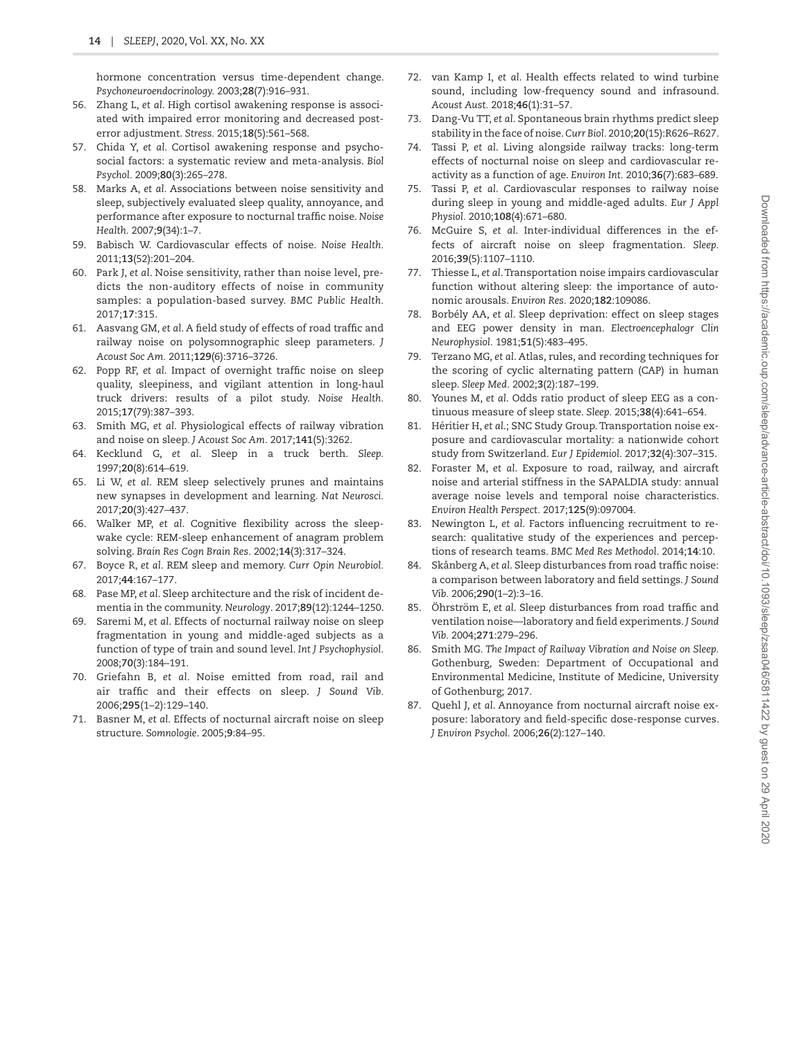hormone concentration versus time-dependent change. *Psychoneuroendocrinology.* 2003;**28**(7):916–931.

56. Zhang L, *et al*. High cortisol awakening response is associated with impaired error monitoring and decreased post-error adjustment. *Stress.* 2015;**18**(5):561–568.
57. Chida Y, *et al.* Cortisol awakening response and psychosocial factors: a systematic review and meta-analysis. *Biol Psychol.* 2009;**80**(3):265–278.
58. Marks A, *et al*. Associations between noise sensitivity and sleep, subjectively evaluated sleep quality, annoyance, and performance after exposure to nocturnal traffic noise. *Noise Health.* 2007;**9**(34):1–7.
59. Babisch W. Cardiovascular effects of noise. *Noise Health.* 2011;**13**(52):201–204.
60. Park J, *et al*. Noise sensitivity, rather than noise level, predicts the non-auditory effects of noise in community samples: a population-based survey. *BMC Public Health.* 2017;**17**:315.
61. Aasvang GM, *et al*. A field study of effects of road traffic and railway noise on polysomnographic sleep parameters. *J Acoust Soc Am.* 2011;**129**(6):3716–3726.
62. Popp RF, *et al*. Impact of overnight traffic noise on sleep quality, sleepiness, and vigilant attention in long-haul truck drivers: results of a pilot study. *Noise Health.* 2015;**17**(79):387–393.
63. Smith MG, *et al*. Physiological effects of railway vibration and noise on sleep. *J Acoust Soc Am.* 2017;**141**(5):3262.
64. Kecklund G, *et al*. Sleep in a truck berth. *Sleep.* 1997;**20**(8):614–619.
65. Li W, *et al*. REM sleep selectively prunes and maintains new synapses in development and learning. *Nat Neurosci.* 2017;**20**(3):427–437.
66. Walker MP, *et al*. Cognitive flexibility across the sleep-wake cycle: REM-sleep enhancement of anagram problem solving. *Brain Res Cogn Brain Res.* 2002;**14**(3):317–324.
67. Boyce R, *et al*. REM sleep and memory. *Curr Opin Neurobiol.* 2017;**44**:167–177.
68. Pase MP, *et al*. Sleep architecture and the risk of incident dementia in the community. *Neurology*. 2017;**89**(12):1244–1250.
69. Saremi M, *et al*. Effects of nocturnal railway noise on sleep fragmentation in young and middle-aged subjects as a function of type of train and sound level. *Int J Psychophysiol.* 2008;**70**(3):184–191.
70. Griefahn B, *et al*. Noise emitted from road, rail and air traffic and their effects on sleep. *J Sound Vib.* 2006;**295**(1–2):129–140.
71. Basner M, *et al*. Effects of nocturnal aircraft noise on sleep structure. *Somnologie*. 2005;**9**:84–95.
72. van Kamp I, *et al*. Health effects related to wind turbine sound, including low-frequency sound and infrasound. *Acoust Aust.* 2018;**46**(1):31–57.
73. Dang-Vu TT, *et al*. Spontaneous brain rhythms predict sleep stability in the face of noise. *Curr Biol.* 2010;**20**(15):R626–R627.
74. Tassi P, *et al*. Living alongside railway tracks: long-term effects of nocturnal noise on sleep and cardiovascular reactivity as a function of age. *Environ Int.* 2010;**36**(7):683–689.
75. Tassi P, *et al*. Cardiovascular responses to railway noise during sleep in young and middle-aged adults. *Eur J Appl Physiol.* 2010;**108**(4):671–680.
76. McGuire S, *et al*. Inter-individual differences in the effects of aircraft noise on sleep fragmentation. *Sleep.* 2016;**39**(5):1107–1110.
77. Thiesse L, *et al*. Transportation noise impairs cardiovascular function without altering sleep: the importance of autonomic arousals. *Environ Res.* 2020;**182**:109086.
78. Borbély AA, *et al*. Sleep deprivation: effect on sleep stages and EEG power density in man. *Electroencephalogr Clin Neurophysiol.* 1981;**51**(5):483–495.
79. Terzano MG, *et al*. Atlas, rules, and recording techniques for the scoring of cyclic alternating pattern (CAP) in human sleep. *Sleep Med.* 2002;**3**(2):187–199.
80. Younes M, *et al*. Odds ratio product of sleep EEG as a continuous measure of sleep state. *Sleep.* 2015;**38**(4):641–654.
81. Hériter H, *et al*.; SNC Study Group. Transportation noise exposure and cardiovascular mortality: a nationwide cohort study from Switzerland. *Eur J Epidemiol.* 2017;**32**(4):307–315.
82. Foraster M, *et al*. Exposure to road, railway, and aircraft noise and arterial stiffness in the SAPALDIA study: annual average noise levels and temporal noise characteristics. *Environ Health Perspect*. 2017;**125**(9):097004.
83. Newington L, *et al*. Factors influencing recruitment to research: qualitative study of the experiences and perceptions of research teams. *BMC Med Res Methodol.* 2014;**14**:10.
84. Skånberg A, *et al*. Sleep disturbances from road traffic noise: a comparison between laboratory and field settings. *J Sound Vib.* 2006;**290**(1–2):3–16.
85. Öhrström E, *et al*. Sleep disturbances from road traffic and ventilation noise—laboratory and field experiments. *J Sound Vib.* 2004;**271**:279–296.
86. Smith MG. *The Impact of Railway Vibration and Noise on Sleep.* Gothenburg, Sweden: Department of Occupational and Environmental Medicine, Institute of Medicine, University of Gothenburg; 2017.
87. Quehl J, *et al*. Annoyance from nocturnal aircraft noise exposure: laboratory and field-specific dose-response curves. *J Environ Psychol.* 2006;**26**(2):127–140.